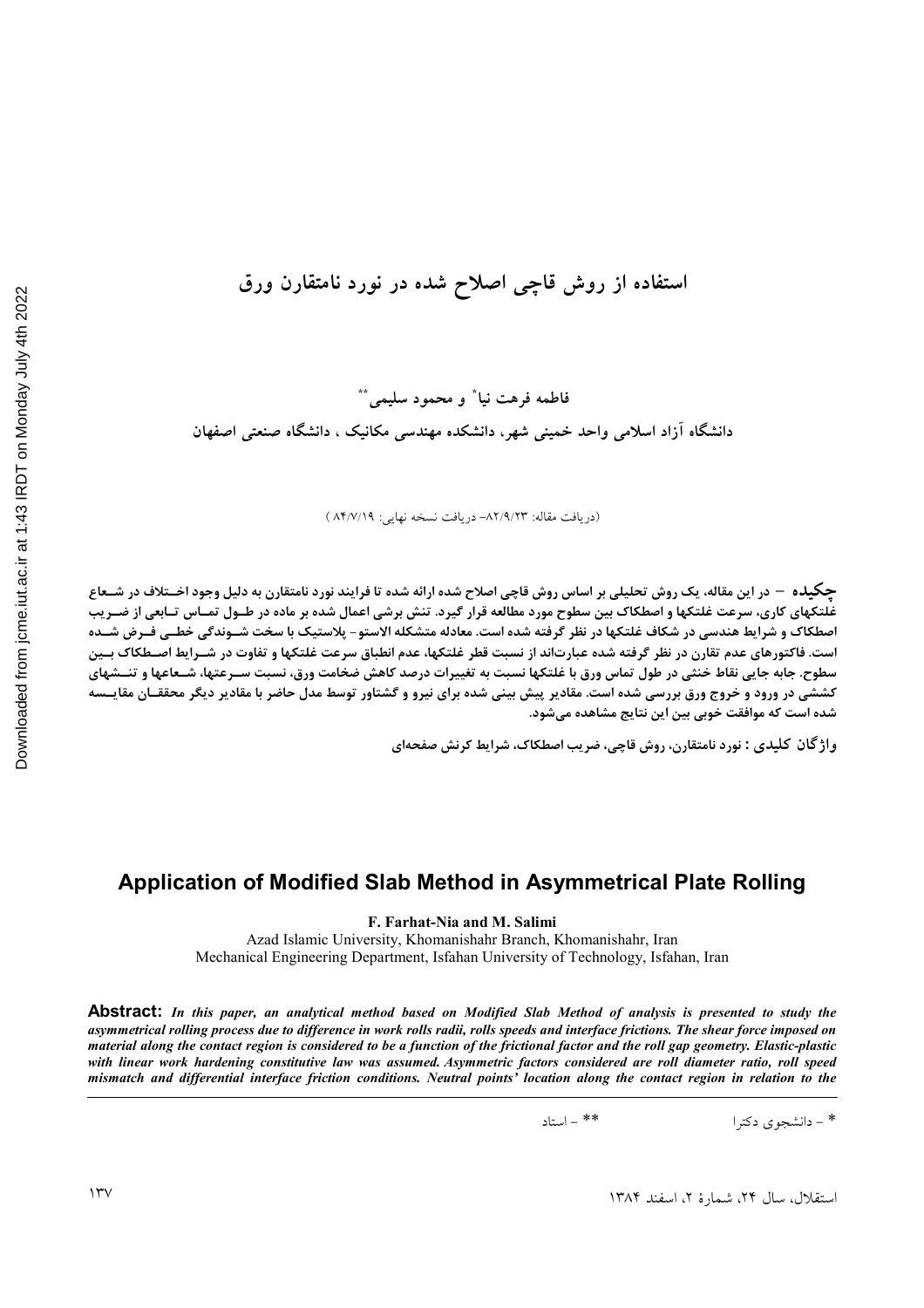# استفاده از روش قاچی اصلاح شده در نورد نامتقارن ورق

فاطمه فرهت نیا* و محمود سلیمی**

دانشگاه آزاد اسلامی واحد خمینی شهر، دانشکده مهندسی مکانیک ، دانشگاه صنعتی اصفهان

(دریافت مقاله: ۸۲/۹/۲۳– دریافت نسخه نهایی: ۸۴/۷/۱۹ )

**چکیده** – در این مقاله، یک روش تحلیلی بر اساس روش قاچی اصلاح شده ارائه شده تا فرایند نورد نامتقارن به دلیل وجود اختلاف در شعاع غلتکهای کاری، سرعت غلتکها و اصطکاک بین سطوح مورد مطالعه قرار گیرد. تنش برشی اعمال شده بر ماده در طول تماس تابعی از ضریب اصطکاک و شرایط هندسی در شکاف غلتکها در نظر گرفته شده است. معادله متشکله الاستو- پلاستیک با سخت شوندگی خطی فرض شده است. فاکتورهای عدم تقارن در نظر گرفته شده عبارت‌اند از نسبت قطر غلتکها، عدم انطباق سرعت غلتکها و تفاوت در شرایط اصطکاک بین سطوح. جابه جایی نقاط خنثی در طول تماس ورق با غلتکها نسبت به تغییرات درصد کاهش ضخامت ورق، نسبت سرعتها، شعاعها و تنشهای کششی در ورود و خروج ورق بررسی شده است. مقادیر پیش بینی شده برای نیرو و گشتاور توسط مدل حاضر با مقادیر دیگر محققان مقایسه شده است که موافقت خوبی بین این نتایج مشاهده می‌شود.

**واژگان کلیدی :** نورد نامتقارن، روش قاچی، ضریب اصطکاک، شرایط کرنش صفحه‌ای

## Application of Modified Slab Method in Asymmetrical Plate Rolling

**F. Farhat-Nia and M. Salimi**

Azad Islamic University, Khomanishahr Branch, Khomanishahr, Iran
Mechanical Engineering Department, Isfahan University of Technology, Isfahan, Iran

**Abstract:** ***In this paper, an analytical method based on Modified Slab Method of analysis is presented to study the asymmetrical rolling process due to difference in work rolls radii, rolls speeds and interface frictions. The shear force imposed on material along the contact region is considered to be a function of the frictional factor and the roll gap geometry. Elastic-plastic with linear work hardening constitutive law was assumed. Asymmetric factors considered are roll diameter ratio, roll speed mismatch and differential interface friction conditions. Neutral points' location along the contact region in relation to the***

\* – دانشجوی دکترا &nbsp;&nbsp;&nbsp;&nbsp; ** – استاد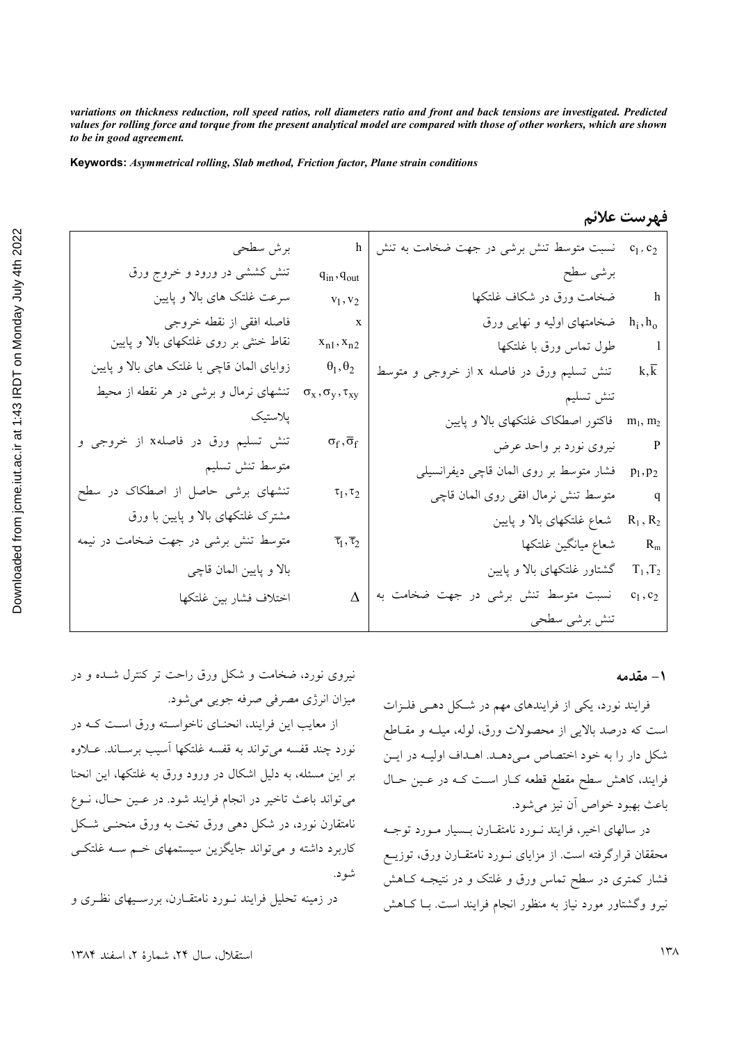*variations on thickness reduction, roll speed ratios, roll diameters ratio and front and back tensions are investigated. Predicted values for rolling force and torque from the present analytical model are compared with those of other workers, which are shown to be in good agreement.*

**Keywords:** *Asymmetrical rolling, Slab method, Friction factor, Plane strain conditions*

## فهرست علائم

| | | | |
|---|---|---|---|
| $c_1, c_2$ | نسبت متوسط تنش برشی در جهت ضخامت به تنش برشی سطح | $h$ | برش سطحی |
| $h$ | ضخامت ورق در شکاف غلتکها | $q_{in}, q_{out}$ | تنش کششی در ورود و خروج ورق |
| $h_i, h_o$ | ضخامتهای اولیه و نهایی ورق | $v_1, v_2$ | سرعت غلتک های بالا و پایین |
| $l$ | طول تماس ورق با غلتکها | $x$ | فاصله افقی از نقطه خروجی |
| $k, \overline{k}$ | تنش تسلیم ورق در فاصله x از خروجی و متوسط تنش تسلیم | $x_{n1}, x_{n2}$ | نقاط خنثی بر روی غلتکهای بالا و پایین |
| $m_1, m_2$ | فاکتور اصطکاک غلتکهای بالا و پایین | $\theta_1, \theta_2$ | زوایای المان قاچی با غلتک های بالا و پایین |
| $P$ | نیروی نورد بر واحد عرض | $\sigma_x, \sigma_y, \tau_{xy}$ | تنشهای نرمال و برشی در هر نقطه از محیط پلاستیک |
| $p_1, p_2$ | فشار متوسط بر روی المان قاچی دیفرانسیلی | $\sigma_f, \overline{\sigma}_f$ | تنش تسلیم ورق در فاصلهx از خروجی و متوسط تنش تسلیم |
| $q$ | متوسط تنش نرمال افقی روی المان قاچی | $\tau_1, \tau_2$ | تنشهای برشی حاصل از اصطکاک در سطح مشترک غلتکهای بالا و پایین با ورق |
| $R_1, R_2$ | شعاع غلتکهای بالا و پایین | $\overline{\tau}_1, \overline{\tau}_2$ | متوسط تنش برشی در جهت ضخامت در نیمه بالا و پایین المان قاچی |
| $R_m$ | شعاع میانگین غلتکها | $\Delta$ | اختلاف فشار بین غلتکها |
| $T_1, T_2$ | گشتاور غلتکهای بالا و پایین | | |
| $c_1, c_2$ | نسبت متوسط تنش برشی در جهت ضخامت به تنش برشی سطحی | | |

## ۱- مقدمه

فرایند نورد، یکی از فرایندهای مهم در شکل دهی فلزات است که درصد بالایی از محصولات ورق، لوله، میله و مقاطع شکل دار را به خود اختصاص می‌دهد. اهداف اولیه در این فرایند، کاهش سطح مقطع قطعه کار است که در عین حال باعث بهبود خواص آن نیز می‌شود.

در سالهای اخیر، فرایند نورد نامتقارن بسیار مورد توجه محققان قرارگرفته است. از مزایای نورد نامتقارن ورق، توزیع فشار کمتری در سطح تماس ورق و غلتک و در نتیجه کاهش نیرو وگشتاور مورد نیاز به منظور انجام فرایند است. با کاهش نیروی نورد، ضخامت و شکل ورق راحت تر کنترل شده و در میزان انرژی مصرفی صرفه جویی می‌شود.

از معایب این فرایند، انحنای ناخواسته ورق است که در نورد چند قفسه می‌تواند به قفسه غلتکها آسیب برساند. علاوه بر این مسئله، به دلیل اشکال در ورود ورق به غلتکها، این انحنا می‌تواند باعث تاخیر در انجام فرایند شود. در عین حال، نوع نامتقارن نورد، در شکل دهی ورق تخت به ورق منحنی شکل کاربرد داشته و می‌تواند جایگزین سیستمهای خم سه غلتکی شود.

در زمینه تحلیل فرایند نورد نامتقارن، بررسیهای نظری و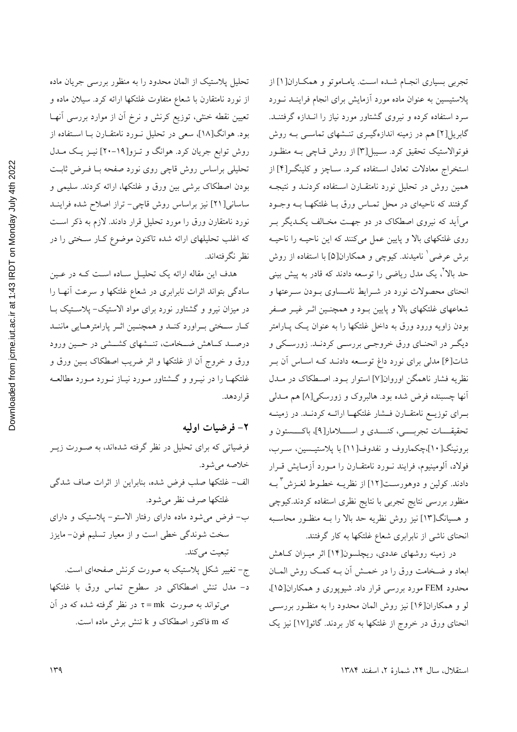تجربی بسیاری انجام شده است. یاماموتو و همکاران[۱] از پلاستیسین به عنوان ماده مورد آزمایش برای انجام فرایند نورد سرد استفاده کرده و نیروی گشتاور مورد نیاز را اندازه گرفتند. گابریل[۲] هم در زمینه اندازه‌گیری تنشهای تماسی به روش فوتوالاستیک تحقیق کرد. سیبل[۳] از روش قاچی به منظور استخراج معادلات تعادل استفاده کرد. ساچز و کلینگر[۴] از همین روش در تحلیل نورد نامتقارن استفاده کردند و نتیجه گرفتند که ناحیه‌ای در محل تماس ورق با غلتکها به وجود می‌آید که نیروی اصطکاک در دو جهت مخالف یکدیگر بر روی غلتکهای بالا و پایین عمل می‌کنند که این ناحیه را ناحیه برش عرضی[1] نامیدند. کیوچی و همکاران[۵] با استفاده از روش حد بالا[2]، یک مدل ریاضی را توسعه دادند که قادر به پیش بینی انحنای محصولات نورد در شرایط نامساوی بودن سرعتها و شعاعهای غلتکهای بالا و پایین بود و همچنین اثر غیر صفر بودن زاویه ورود ورق به داخل غلتکها را به عنوان یک پارامتر دیگر در انحنای ورق خروجی بررسی کردند. زورسکی و شات[۶] مدلی برای نورد داغ توسعه دادند که اساس آن بر نظریه فشار ناهمگن اوروان[۷] استوار بود. اصطکاک در مدل آنها چسبنده فرض شده بود. هالبروک و زورسکی[۸] هم مدلی برای توزیع نامتقارن فشار غلتکها ارائه کردند. در زمینه تحقیقات تجربی، کنندی و اسلامار[۹]، باکستون و برونینگ[۱۰]،چکماروف و نفدوف[۱۱] با پلاستیسین، سرب، فولاد، آلومینیوم، فرایند نورد نامتقارن را مورد آزمایش قرار دادند. کولین و دوهورست[۱۲] از نظریه خطوط لغزش[3] به منظور بررسی نتایج تجربی با نتایج نظری استفاده کردند.کیوچی و هسیانگ[۱۳] نیز روش نظریه حد بالا را به منظور محاسبه انحنای ناشی از نابرابری شعاع غلتکها به کار گرفتند.

در زمینه روشهای عددی، ریچلسون[۱۴] اثر میزان کاهش ابعاد و ضخامت ورق را در خمش آن به کمک روش المان محدود FEM مورد بررسی قرار داد. شیوپوری و همکاران[۱۵]، لو و همکاران[۱۶] نیز روش المان محدود را به منظور بررسی انحنای ورق در خروج از غلتکها به کار بردند. گائو[۱۷] نیز یک تحلیل پلاستیک از المان محدود و به منظور بررسی جریان ماده از نورد نامتقارن با شعاع متفاوت غلتکها ارائه کرد. سیلان ماده و تعیین نقطه خنثی، توزیع کرنش و نرخ آن از موارد بررسی آنها بود. هوانگ[۱۸]، سعی در تحلیل نورد نامتقارن با استفاده از روش توابع جریان کرد. هوانگ و تزو[۱۹-۲۰] نیز یک مدل تحلیلی براساس روش قاچی روی نورد صفحه با فرض ثابت بودن اصطکاک برشی بین ورق و غلتکها، ارائه کردند. سلیمی و ساسانی[۲۱] نیز براساس روش قاچی- تراز اصلاح شده فرایند نورد نامتقارن ورق را مورد تحلیل قرار دادند. لازم به ذکر است که اغلب تحلیلهای ارائه شده تاکنون موضوع کار سختی را در نظر نگرفته‌اند.

هدف این مقاله ارائه یک تحلیل ساده است که در عین سادگی بتواند اثرات نابرابری در شعاع غلتکها و سرعت آنها را در میزان نیرو و گشتاور نورد برای مواد الاستیک- پلاستیک با کار سختی براورد کند و همچنین اثر پارامترهایی مانند درصد کاهش ضخامت، تنشهای کششی در حین ورود ورق و خروج آن از غلتکها و اثر ضریب اصطکاک بین ورق و غلتکها را در نیرو و گشتاور مورد نیاز نورد مورد مطالعه قراردهد.

## ۲- فرضیات اولیه

فرضیاتی که برای تحلیل در نظر گرفته شده‌اند، به صورت زیر خلاصه می‌شود.

الف- غلتکها صلب فرض شده، بنابراین از اثرات صاف شدگی غلتکها صرف نظر می‌شود.

ب- فرض می‌شود ماده دارای رفتار الاستو- پلاستیک و دارای سخت شوندگی خطی است و از معیار تسلیم فون- مایزز تبعیت می‌کند.

ج- تغییر شکل پلاستیک به صورت کرنش صفحه‌ای است.

د- مدل تنش اصطکاکی در سطوح تماس ورق با غلتکها می‌تواند به صورت $\tau = mk$ در نظر گرفته شده که در آن که m فاکتور اصطکاک و k تنش برش ماده است.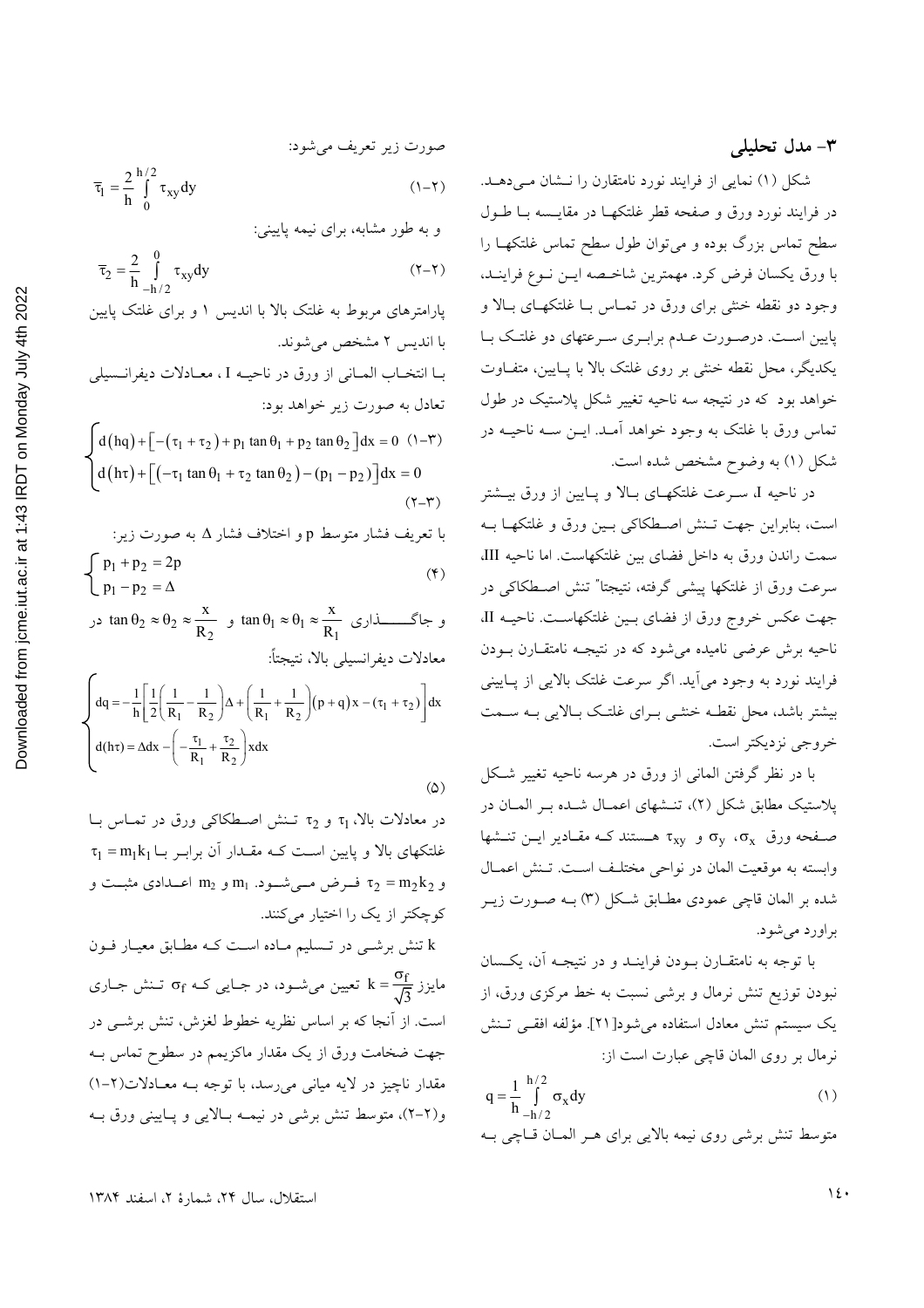## ۳- مدل تحلیلی

شکل (۱) نمایی از فرایند نورد نامتقارن را نشان می‌دهد. در فرایند نورد ورق و صفحه قطر غلتکها در مقایسه با طول سطح تماس بزرگ بوده و می‌توان طول سطح تماس غلتکها را با ورق یکسان فرض کرد. مهمترین شاخصه این نوع فرایند، وجود دو نقطه خنثی برای ورق در تماس با غلتکهای بالا و پایین است. درصورت عدم برابری سرعتهای دو غلتک با یکدیگر، محل نقطه خنثی بر روی غلتک بالا با پایین، متفاوت خواهد بود که در نتیجه سه ناحیه تغییر شکل پلاستیک در طول تماس ورق با غلتک به وجود خواهد آمد. این سه ناحیه در شکل (۱) به وضوح مشخص شده است.

در ناحیه I، سرعت غلتکهای بالا و پایین از ورق بیشتر است، بنابراین جهت تنش اصطکاکی بین ورق و غلتکها به سمت راندن ورق به داخل فضای بین غلتکهاست. اما ناحیه III، سرعت ورق از غلتکها پیشی گرفته، نتیجتا" تنش اصطکاکی در جهت عکس خروج ورق از فضای بین غلتکهاست. ناحیه II، ناحیه برش عرضی نامیده می‌شود که در نتیجه نامتقارن بودن فرایند نورد به وجود می‌آید. اگر سرعت غلتک بالایی از پایینی بیشتر باشد، محل نقطه خنثی برای غلتک بالایی به سمت خروجی نزدیکتر است.

با در نظر گرفتن المانی از ورق در هرسه ناحیه تغییر شکل پلاستیک مطابق شکل (۲)، تنشهای اعمال شده بر المان در صفحه ورق $\sigma_x$، $\sigma_y$ و $\tau_{xy}$ هستند که مقادیر این تنشها وابسته به موقعیت المان در نواحی مختلف است. تنش اعمال شده بر المان قاچی عمودی مطابق شکل (۳) به صورت زیر براورد می‌شود.

با توجه به نامتقارن بودن فرایند و در نتیجه آن، یکسان نبودن توزیع تنش نرمال و برشی نسبت به خط مرکزی ورق، از یک سیستم تنش معادل استفاده می‌شود[21]. مؤلفه افقی تنش نرمال بر روی المان قاچی عبارت است از:

$$q = \frac{1}{h}\int_{-h/2}^{h/2} \sigma_x dy \qquad (1)$$

متوسط تنش برشی روی نیمه بالایی برای هر المان قاچی به صورت زیر تعریف می‌شود:

$$\overline{\tau}_1 = \frac{2}{h}\int_{0}^{h/2} \tau_{xy} dy \qquad (۱-۲)$$

و به طور مشابه، برای نیمه پایینی:

$$\overline{\tau}_2 = \frac{2}{h}\int_{-h/2}^{0} \tau_{xy} dy \qquad (۲-۲)$$

پارامترهای مربوط به غلتک بالا با اندیس ۱ و برای غلتک پایین با اندیس ۲ مشخص می‌شوند.

با انتخاب المانی از ورق در ناحیه I، معادلات دیفرانسیلی تعادل به صورت زیر خواهد بود:

$$\begin{cases} d(hq) + \left[-(\tau_1+\tau_2) + p_1\tan\theta_1 + p_2\tan\theta_2\right]dx = 0 & (۱-۳) \\ d(h\tau) + \left[(-\tau_1\tan\theta_1 + \tau_2\tan\theta_2) - (p_1 - p_2)\right]dx = 0 & (۲-۳) \end{cases}$$

با تعریف فشار متوسط $p$ و اختلاف فشار $\Delta$ به صورت زیر:

$$\begin{cases} p_1 + p_2 = 2p \\ p_1 - p_2 = \Delta \end{cases} \qquad (۴)$$

و جاگذاری $\tan\theta_1 \approx \theta_1 \approx \frac{x}{R_1}$ و $\tan\theta_2 \approx \theta_2 \approx \frac{x}{R_2}$ در معادلات دیفرانسیلی بالا، نتیجتاً:

$$\begin{cases} dq = -\frac{1}{h}\left[\frac{1}{2}\left(\frac{1}{R_1}-\frac{1}{R_2}\right)\Delta + \left(\frac{1}{R_1}+\frac{1}{R_2}\right)(p+q)x - (\tau_1+\tau_2)\right]dx \\ d(h\tau) = \Delta dx - \left(-\frac{\tau_1}{R_1}+\frac{\tau_2}{R_2}\right)x dx \end{cases} \qquad (۵)$$

در معادلات بالا، $\tau_1$ و $\tau_2$ تنش اصطکاکی ورق در تماس با غلتکهای بالا و پایین است که مقدار آن برابر با $\tau_1 = m_1 k_1$ و $\tau_2 = m_2 k_2$ فرض می‌شود. $m_1$ و $m_2$ اعدادی مثبت و کوچکتر از یک را اختیار می‌کنند.

$k$ تنش برشی در تسلیم ماده است که مطابق معیار فون مایزز $k = \frac{\sigma_f}{\sqrt{3}}$ تعیین می‌شود، در جایی که $\sigma_f$ تنش جاری است. از آنجا که بر اساس نظریه خطوط لغزش، تنش برشی در جهت ضخامت ورق از یک مقدار ماکزیمم در سطوح تماس به مقدار ناچیز در لایه میانی می‌رسد، با توجه به معادلات(۱-۲) و(۲-۲)، متوسط تنش برشی در نیمه بالایی و پایینی ورق به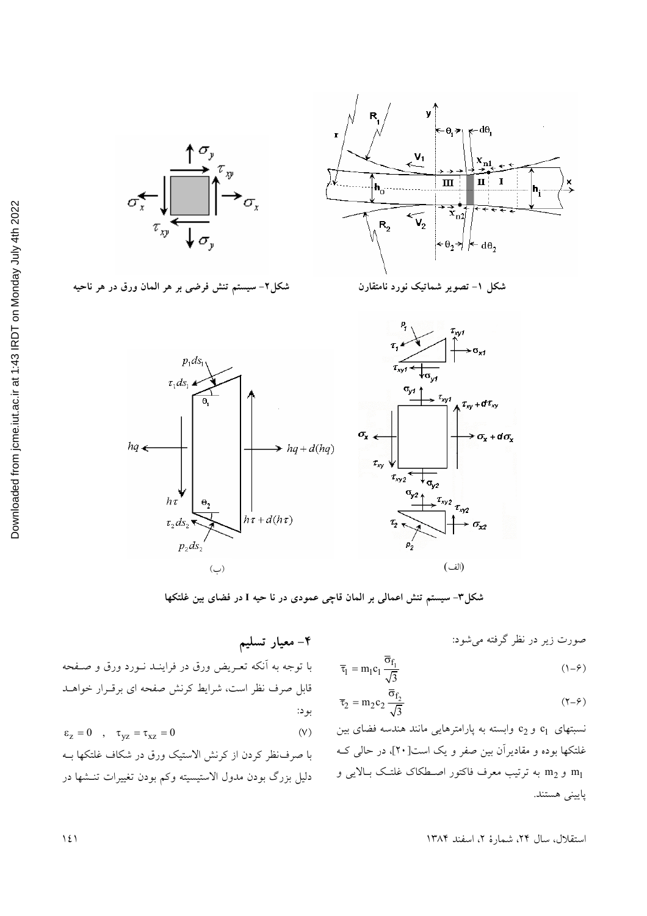شکل ۱- تصویر شماتیک نورد نامتقارن

شکل۲- سیستم تنش فرضی بر هر المان ورق در هر ناحیه

(الف)

(ب)

شکل۳- سیستم تنش اعمالی بر المان قاچی عمودی در نا حیه I در فضای بین غلتکها

صورت زیر در نظر گرفته می‌شود:

$$\overline{\tau}_1 = m_1 c_1 \frac{\overline{\sigma}_{f_1}}{\sqrt{3}} \qquad (۱-۶)$$

$$\overline{\tau}_2 = m_2 c_2 \frac{\overline{\sigma}_{f_2}}{\sqrt{3}} \qquad (۲-۶)$$

نسبتهای $c_1$ و $c_2$ وابسته به پارامترهایی مانند هندسه فضای بین غلتکها بوده و مقادیرآن بین صفر و یک است[۲۰]، در حالی که $m_1$ و $m_2$ به ترتیب معرف فاکتور اصطکاک غلتک بالایی و پایینی هستند.

## ۴- معیار تسلیم

با توجه به آنکه تعریض ورق در فرایند نورد ورق و صفحه قابل صرف نظر است، شرایط کرنش صفحه ای برقرار خواهد بود:

$$\varepsilon_z = 0 \quad , \quad \tau_{yz} = \tau_{xz} = 0 \qquad (۷)$$

با صرف‌نظر کردن از کرنش الاستیک ورق در شکاف غلتکها به دلیل بزرگ بودن مدول الاستیسیته وکم بودن تغییرات تنشها در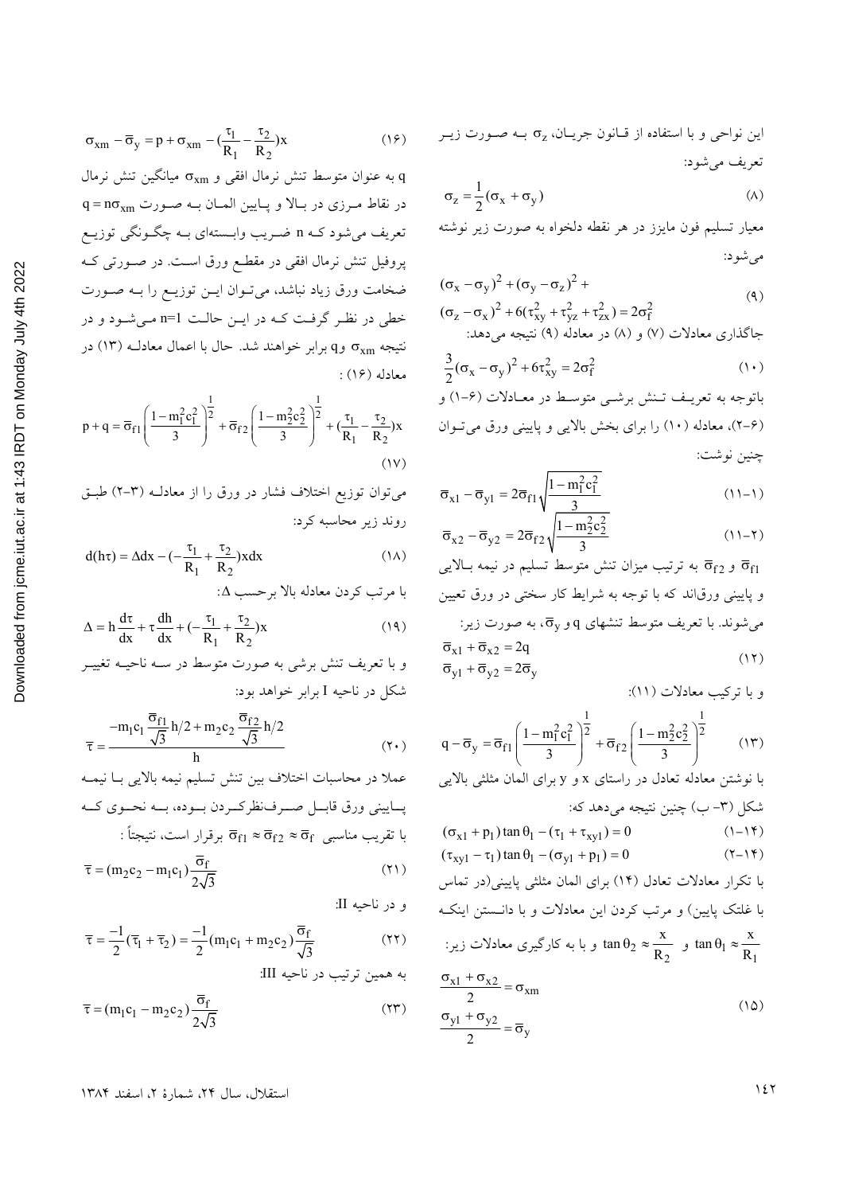این نواحی و با استفاده از قانون جریان، $\sigma_z$ به صورت زیر تعریف می‌شود:

$$\sigma_z = \frac{1}{2}(\sigma_x + \sigma_y) \tag{۸}$$

معیار تسلیم فون مایزز در هر نقطه دلخواه به صورت زیر نوشته می‌شود:

$$(\sigma_x - \sigma_y)^2 + (\sigma_y - \sigma_z)^2 + (\sigma_z - \sigma_x)^2 + 6(\tau_{xy}^2 + \tau_{yz}^2 + \tau_{zx}^2) = 2\sigma_f^2 \tag{۹}$$

جاگذاری معادلات (۷) و (۸) در معادله (۹) نتیجه می‌دهد:

$$\frac{3}{2}(\sigma_x - \sigma_y)^2 + 6\tau_{xy}^2 = 2\sigma_f^2 \tag{۱۰}$$

باتوجه به تعریف تنش برشی متوسط در معادلات (۶-۱) و (۶-۲)، معادله (۱۰) را برای بخش بالایی و پایینی ورق می‌توان چنین نوشت:

$$\overline{\sigma}_{x1} - \overline{\sigma}_{y1} = 2\overline{\sigma}_{f1}\sqrt{\frac{1 - m_1^2 c_1^2}{3}} \tag{۱۱-۱}$$

$$\overline{\sigma}_{x2} - \overline{\sigma}_{y2} = 2\overline{\sigma}_{f2}\sqrt{\frac{1 - m_2^2 c_2^2}{3}} \tag{۱۱-۲}$$

$\overline{\sigma}_{f1}$ و $\overline{\sigma}_{f2}$ به ترتیب میزان تنش متوسط تسلیم در نیمه بالایی و پایینی ورق‌اند که با توجه به شرایط کار سختی در ورق تعیین می‌شوند. با تعریف متوسط تنشهای $q$ و $\overline{\sigma}_y$، به صورت زیر:

$$\overline{\sigma}_{x1} + \overline{\sigma}_{x2} = 2q$$
$$\overline{\sigma}_{y1} + \overline{\sigma}_{y2} = 2\overline{\sigma}_y \tag{۱۲}$$

و با ترکیب معادلات (۱۱):

$$q - \overline{\sigma}_y = \overline{\sigma}_{f1}\left(\frac{1 - m_1^2 c_1^2}{3}\right)^{\frac{1}{2}} + \overline{\sigma}_{f2}\left(\frac{1 - m_2^2 c_2^2}{3}\right)^{\frac{1}{2}} \tag{۱۳}$$

با نوشتن معادله تعادل در راستای x و y برای المان مثلثی بالایی شکل (۳- ب) چنین نتیجه می‌دهد که:

$$(\sigma_{x1} + p_1)\tan\theta_1 - (\tau_1 + \tau_{xy1}) = 0 \tag{۱۴-۱}$$

$$(\tau_{xy1} - \tau_1)\tan\theta_1 - (\sigma_{y1} + p_1) = 0 \tag{۱۴-۲}$$

با تکرار معادلات تعادل (۱۴) برای المان مثلثی پایینی (در تماس با غلتک پایین) و مرتب کردن این معادلات و با دانستن اینکه $\tan\theta_1 \approx \frac{x}{R_1}$ و $\tan\theta_2 \approx \frac{x}{R_2}$ و با به کارگیری معادلات زیر:

$$\frac{\sigma_{x1} + \sigma_{x2}}{2} = \sigma_{xm}$$
$$\frac{\sigma_{y1} + \sigma_{y2}}{2} = \overline{\sigma}_y \tag{۱۵}$$

$$\sigma_{xm} - \overline{\sigma}_y = p + \sigma_{xm} - (\frac{\tau_1}{R_1} - \frac{\tau_2}{R_2})x \tag{۱۶}$$

$q$ به عنوان متوسط تنش نرمال افقی و $\sigma_{xm}$ میانگین تنش نرمال در نقاط مرزی در بالا و پایین المان به صورت $q = n\sigma_{xm}$ تعریف می‌شود که $n$ ضریب وابسته‌ای به چگونگی توزیع پروفیل تنش نرمال افقی در مقطع ورق است. در صورتی که ضخامت ورق زیاد نباشد، می‌توان این توزیع را به صورت خطی در نظر گرفت که در این حالت $n=1$ می‌شود و در نتیجه $\sigma_{xm}$ و $q$ برابر خواهند شد. حال با اعمال معادله (۱۳) در معادله (۱۶):

$$p + q = \overline{\sigma}_{f1}\left(\frac{1 - m_1^2 c_1^2}{3}\right)^{\frac{1}{2}} + \overline{\sigma}_{f2}\left(\frac{1 - m_2^2 c_2^2}{3}\right)^{\frac{1}{2}} + (\frac{\tau_1}{R_1} - \frac{\tau_2}{R_2})x \tag{۱۷}$$

می‌توان توزیع اختلاف فشار در ورق را از معادله (۳-۲) طبق روند زیر محاسبه کرد:

$$d(h\tau) = \Delta dx - (-\frac{\tau_1}{R_1} + \frac{\tau_2}{R_2})x dx \tag{۱۸}$$

با مرتب کردن معادله بالا برحسب $\Delta$:

$$\Delta = h\frac{d\tau}{dx} + \tau\frac{dh}{dx} + (-\frac{\tau_1}{R_1} + \frac{\tau_2}{R_2})x \tag{۱۹}$$

و با تعریف تنش برشی به صورت متوسط در سه ناحیه تغییر شکل در ناحیه I برابر خواهد بود:

$$\overline{\tau} = \frac{-m_1 c_1 \frac{\overline{\sigma}_{f1}}{\sqrt{3}} h/2 + m_2 c_2 \frac{\overline{\sigma}_{f2}}{\sqrt{3}} h/2}{h} \tag{۲۰}$$

عملا در محاسبات اختلاف بین تنش تسلیم نیمه بالایی با نیمه پایینی ورق قابل صرف‌نظرکردن بوده، به نحوی که با تقریب مناسبی $\overline{\sigma}_{f1} \approx \overline{\sigma}_{f2} \approx \overline{\sigma}_f$ برقرار است، نتیجتاً:

$$\overline{\tau} = (m_2 c_2 - m_1 c_1)\frac{\overline{\sigma}_f}{2\sqrt{3}} \tag{۲۱}$$

و در ناحیه II:

$$\overline{\tau} = \frac{-1}{2}(\overline{\tau}_1 + \overline{\tau}_2) = \frac{-1}{2}(m_1 c_1 + m_2 c_2)\frac{\overline{\sigma}_f}{\sqrt{3}} \tag{۲۲}$$

به همین ترتیب در ناحیه III:

$$\overline{\tau} = (m_1 c_1 - m_2 c_2)\frac{\overline{\sigma}_f}{2\sqrt{3}} \tag{۲۳}$$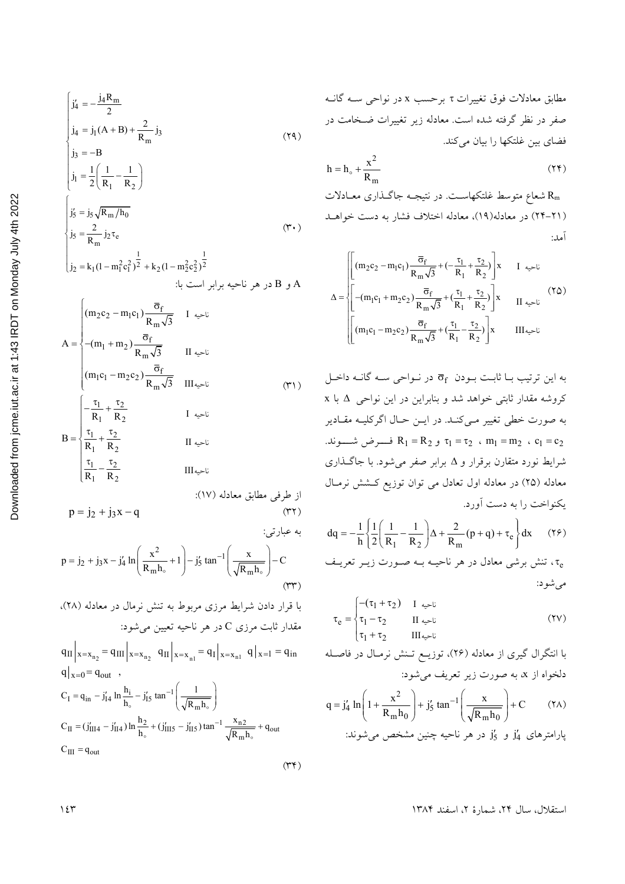مطابق معادلات فوق تغییرات $\tau$ برحسب $x$ در نواحی سه گانه صفر در نظر گرفته شده است. معادله زیر تغییرات ضخامت در فضای بین غلتکها را بیان می‌کند.

$$h = h_{\circ} + \frac{x^2}{R_m} \qquad (۲۴)$$

$R_m$ شعاع متوسط غلتکهاست. در نتیجه جاگذاری معادلات (۲۱-۲۴) در معادله(۱۹)، معادله اختلاف فشار به دست خواهد آمد:

$$\Delta = \begin{cases} \left[(m_2c_2 - m_1c_1)\frac{\overline{\sigma}_f}{R_m\sqrt{3}} + (-\frac{\tau_1}{R_1} + \frac{\tau_2}{R_2})\right]x & \text{ناحیه I} \\ \left[-(m_1c_1 + m_2c_2)\frac{\overline{\sigma}_f}{R_m\sqrt{3}} + (\frac{\tau_1}{R_1} + \frac{\tau_2}{R_2})\right]x & \text{ناحیه II} \\ \left[(m_1c_1 - m_2c_2)\frac{\overline{\sigma}_f}{R_m\sqrt{3}} + (\frac{\tau_1}{R_1} - \frac{\tau_2}{R_2})\right]x & \text{ناحیه III} \end{cases} \qquad (۲۵)$$

به این ترتیب با ثابت بودن $\overline{\sigma}_f$ در نواحی سه گانه داخل کروشه مقدار ثابتی خواهد شد و بنابراین در این نواحی $\Delta$ با $x$ به صورت خطی تغییر می‌کند. در این حال اگرکلیه مقادیر $R_1 = R_2$ و $\tau_1 = \tau_2$ ، $m_1 = m_2$ ، $c_1 = c_2$ فرض شوند. شرایط نورد متقارن برقرار و $\Delta$ برابر صفر می‌شود. با جاگذاری معادله (۲۵) در معادله اول تعادل می توان توزیع کشش نرمال یکنواخت را به دست آورد.

$$dq = -\frac{1}{h}\left\{\frac{1}{2}\left(\frac{1}{R_1} - \frac{1}{R_2}\right)\Delta + \frac{2}{R_m}(p+q) + \tau_e\right\}dx \qquad (۲۶)$$

$\tau_e$، تنش برشی معادل در هر ناحیه به صورت زیر تعریف می‌شود:

$$\tau_e = \begin{cases} -(\tau_1 + \tau_2) & \text{ناحیه I} \\ \tau_1 - \tau_2 & \text{ناحیه II} \\ \tau_1 + \tau_2 & \text{ناحیه III} \end{cases} \qquad (۲۷)$$

با انتگرال گیری از معادله (۲۶)، توزیع تنش نرمال در فاصله دلخواه از $x$، به صورت زیر تعریف می‌شود:

$$q = j_4' \ln\left(1 + \frac{x^2}{R_m h_0}\right) + j_5' \tan^{-1}\left(\frac{x}{\sqrt{R_m h_0}}\right) + C \qquad (۲۸)$$

پارامترهای $j_4'$ و $j_5'$ در هر ناحیه چنین مشخص می‌شوند:

$$\begin{cases} j_4' = -\frac{j_4 R_m}{2} \\ j_4 = j_1(A+B) + \frac{2}{R_m}j_3 \\ j_3 = -B \\ j_1 = \frac{1}{2}\left(\frac{1}{R_1} - \frac{1}{R_2}\right) \end{cases} \qquad (۲۹)$$

$$\begin{cases} j_5' = j_5\sqrt{R_m/h_0} \\ j_5 = \frac{2}{R_m}j_2\tau_e \\ j_2 = k_1(1 - m_1^2c_1^2)^{\frac{1}{2}} + k_2(1 - m_2^2c_2^2)^{\frac{1}{2}} \end{cases} \qquad (۳۰)$$

A و B در هر ناحیه برابر است با:

$$A = \begin{cases} (m_2c_2 - m_1c_1)\frac{\overline{\sigma}_f}{R_m\sqrt{3}} & \text{ناحیه I} \\ -(m_1 + m_2)\frac{\overline{\sigma}_f}{R_m\sqrt{3}} & \text{ناحیه II} \\ (m_1c_1 - m_2c_2)\frac{\overline{\sigma}_f}{R_m\sqrt{3}} & \text{ناحیه III} \end{cases}$$

$$B = \begin{cases} -\frac{\tau_1}{R_1} + \frac{\tau_2}{R_2} & \text{ناحیه I} \\ \frac{\tau_1}{R_1} + \frac{\tau_2}{R_2} & \text{ناحیه II} \\ \frac{\tau_1}{R_1} - \frac{\tau_2}{R_2} & \text{ناحیه III} \end{cases} \qquad (۳۱)$$

از طرفی مطابق معادله (۱۷):

$$p = j_2 + j_3 x - q \qquad (۳۲)$$

به عبارتی:

$$p = j_2 + j_3 x - j_4' \ln\left(\frac{x^2}{R_m h_{\circ}} + 1\right) - j_5' \tan^{-1}\left(\frac{x}{\sqrt{R_m h_{\circ}}}\right) - C \qquad (۳۳)$$

با قرار دادن شرایط مرزی مربوط به تنش نرمال در معادله (۲۸)، مقدار ثابت مرزی C در هر ناحیه تعیین می‌شود:

$$q_{II}\Big|_{x=x_{n_2}} = q_{III}\Big|_{x=x_{n_2}} \quad q_{II}\Big|_{x=x_{n1}} = q_I\Big|_{x=x_{n1}} \quad q\Big|_{x=1} = q_{in}$$

$$q\Big|_{x=0} = q_{out} \; ,$$

$$C_I = q_{in} - j_{I4}' \ln\frac{h_i}{h_{\circ}} - j_{I5}' \tan^{-1}\left(\frac{1}{\sqrt{R_m h_{\circ}}}\right)$$

$$C_{II} = (j_{III4}' - j_{II4}')\ln\frac{h_2}{h_{\circ}} + (j_{III5}' - j_{II5}')\tan^{-1}\frac{x_{n2}}{\sqrt{R_m h_{\circ}}} + q_{out}$$

$$C_{III} = q_{out} \qquad (۳۴)$$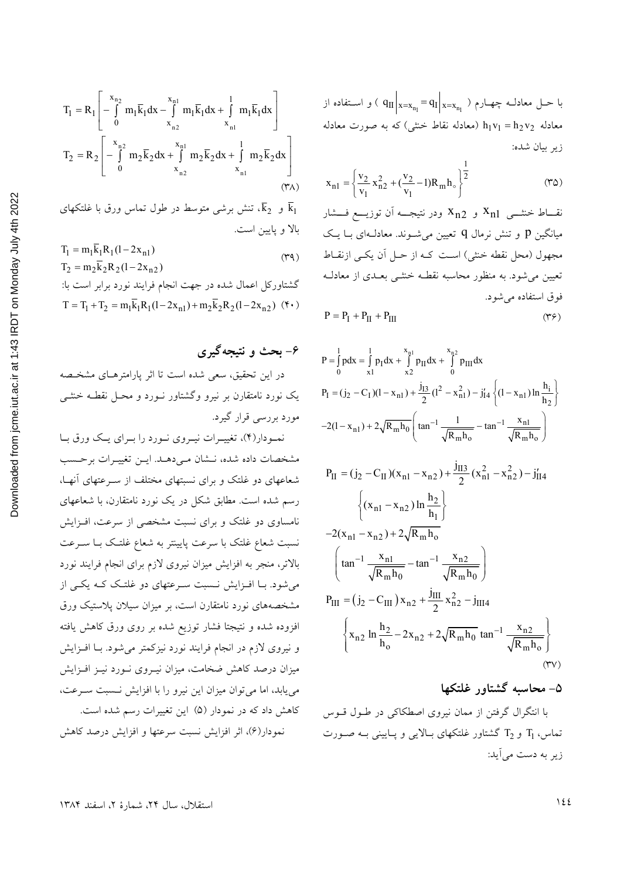با حل معادله چهارم ( $q_{II}\big|_{x=x_{n_1}} = q_I\big|_{x=x_{n_1}}$ ) و استفاده از معادله $h_1 v_1 = h_2 v_2$ (معادله نقاط خنثی) که به صورت معادله زیر بیان شده:

$$x_{n1} = \left\{ \frac{v_2}{v_1} x_{n2}^2 + (\frac{v_2}{v_1} - 1) R_m h_\circ \right\}^{\frac{1}{2}} \qquad (۳۵)$$

نقاط خنثی $x_{n1}$ و $x_{n2}$ ودر نتیجه آن توزیع فشار میانگین $p$ و تنش نرمال $q$ تعیین می‌شوند. معادله‌ای با یک مجهول (محل نقطه خنثی) است که از حل آن یکی ازنقاط تعیین می‌شود. به منظور محاسبه نقطه خنثی بعدی از معادله فوق استفاده می‌شود.

$$P = P_I + P_{II} + P_{III} \qquad (۳۶)$$

$$P = \int_0^1 p dx = \int_{x1}^{1} p_I dx + \int_{x2}^{x_{n1}} p_{II} dx + \int_0^{x_{n2}} p_{III} dx$$

$$P_I = (j_2 - C_I)(l - x_{n1}) + \frac{j_{I3}}{2}(l^2 - x_{n1}^2) - j'_{I4}\left\{(l - x_{n1}) \ln \frac{h_i}{h_2}\right\}$$
$$-2(l - x_{n1}) + 2\sqrt{R_m h_0}\left(\tan^{-1}\frac{1}{\sqrt{R_m h_o}} - \tan^{-1}\frac{x_{n1}}{\sqrt{R_m h_o}}\right)$$

$$P_{II} = (j_2 - C_{II})(x_{n1} - x_{n2}) + \frac{j_{II3}}{2}(x_{n1}^2 - x_{n2}^2) - j'_{II4}$$
$$\left\{(x_{n1} - x_{n2}) \ln \frac{h_2}{h_1}\right\}$$
$$-2(x_{n1} - x_{n2}) + 2\sqrt{R_m h_o}$$
$$\left(\tan^{-1}\frac{x_{n1}}{\sqrt{R_m h_0}} - \tan^{-1}\frac{x_{n2}}{\sqrt{R_m h_0}}\right)$$

$$P_{III} = (j_2 - C_{III}) x_{n2} + \frac{j_{III}}{2} x_{n2}^2 - j_{III4}$$
$$\left\{x_{n2} \ln \frac{h_2}{h_o} - 2x_{n2} + 2\sqrt{R_m h_0} \tan^{-1}\frac{x_{n2}}{\sqrt{R_m h_o}}\right\} \qquad (۳۷)$$

## ۵- محاسبه گشتاور غلتکها

با انتگرال گرفتن از ممان نیروی اصطکاکی در طول قوس تماس، $T_1$ و $T_2$ گشتاور غلتکهای بالایی و پایینی به صورت زیر به دست می‌آید:

$$T_1 = R_1\left[-\int_0^{x_{n2}} m_1 \bar{k}_1 dx - \int_{x_{n2}}^{x_{n1}} m_1 \bar{k}_1 dx + \int_{x_{n1}}^{l} m_1 \bar{k}_1 dx\right]$$
$$T_2 = R_2\left[-\int_0^{x_{n2}} m_2 \bar{k}_2 dx + \int_{x_{n2}}^{x_{n1}} m_2 \bar{k}_2 dx + \int_{x_{n1}}^{l} m_2 \bar{k}_2 dx\right] \qquad (۳۸)$$

$\bar{k}_1$ و $\bar{k}_2$، تنش برشی متوسط در طول تماس ورق با غلتکهای بالا و پایین است.

$$T_1 = m_1 \bar{k}_1 R_1 (l - 2x_{n1})$$
$$T_2 = m_2 \bar{k}_2 R_2 (l - 2x_{n2}) \qquad (۳۹)$$

گشتاورکل اعمال شده در جهت انجام فرایند نورد برابر است با:

$$T = T_1 + T_2 = m_1 \bar{k}_1 R_1 (l - 2x_{n1}) + m_2 \bar{k}_2 R_2 (l - 2x_{n2}) \quad (۴۰)$$

## ۶- بحث و نتیجه‌گیری

در این تحقیق، سعی شده است تا اثر پارامترهای مشخصه یک نورد نامتقارن بر نیرو وگشتاور نورد و محل نقطه خنثی مورد بررسی قرار گیرد.

نمودار(۴)، تغییرات نیروی نورد را برای یک ورق با مشخصات داده شده، نشان می‌دهد. این تغییرات برحسب شعاعهای دو غلتک و برای نسبتهای مختلف از سرعتهای آنها، رسم شده است. مطابق شکل در یک نورد نامتقارن، با شعاعهای نامساوی دو غلتک و برای نسبت مشخصی از سرعت، افزایش نسبت شعاع غلتک با سرعت پایینتر به شعاع غلتک با سرعت بالاتر، منجر به افزایش میزان نیروی لازم برای انجام فرایند نورد می‌شود. با افزایش نسبت سرعتهای دو غلتک که یکی از مشخصه‌های نورد نامتقارن است، بر میزان سیلان پلاستیک ورق افزوده شده و نتیجتا فشار توزیع شده بر روی ورق کاهش یافته و نیروی لازم در انجام فرایند نورد نیزکمتر می‌شود. با افزایش میزان درصد کاهش ضخامت، میزان نیروی نورد نیز افزایش می‌یابد، اما می‌توان میزان این نیرو را با افزایش نسبت سرعت، کاهش داد که در نمودار (۵) این تغییرات رسم شده است.

نمودار(۶)، اثر افزایش نسبت سرعتها و افزایش درصد کاهش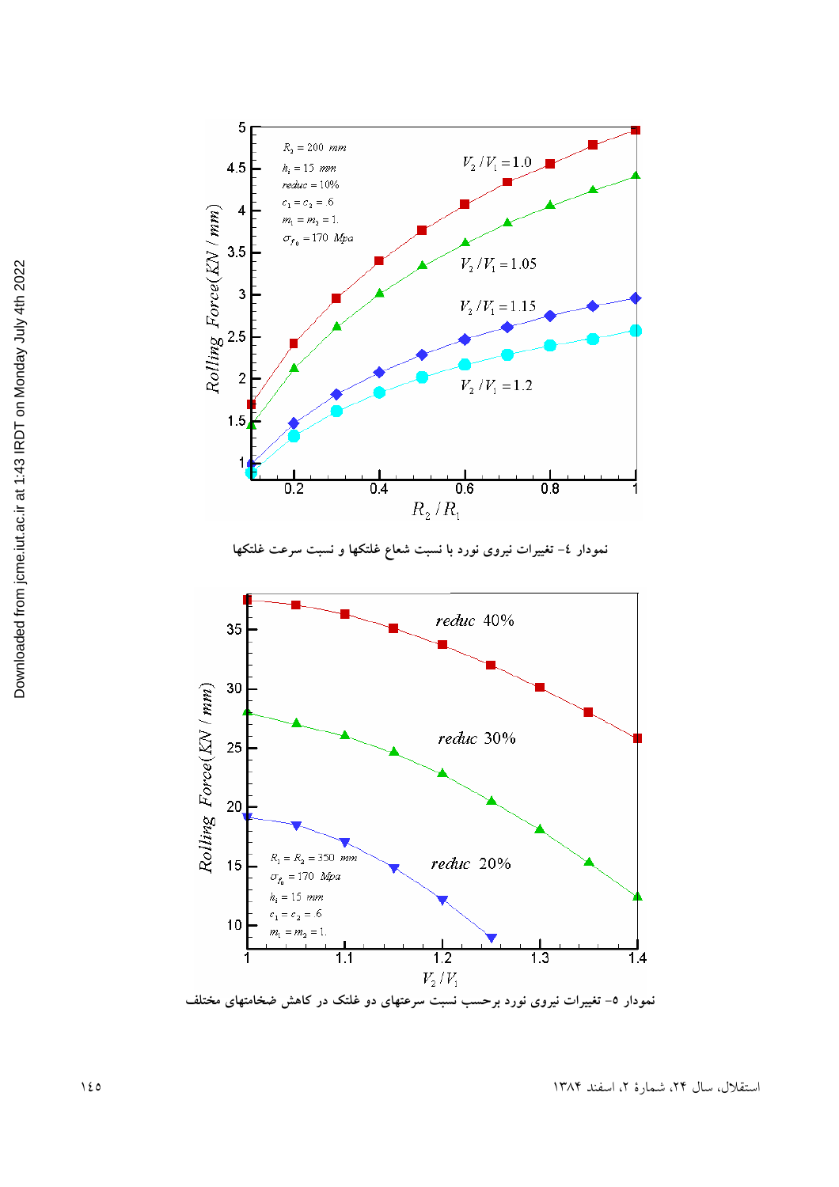نمودار ٤- تغییرات نیروی نورد با نسبت شعاع غلتکها و نسبت سرعت غلتکها

نمودار ٥- تغییرات نیروی نورد برحسب نسبت سرعتهای دو غلتک در کاهش ضخامتهای مختلف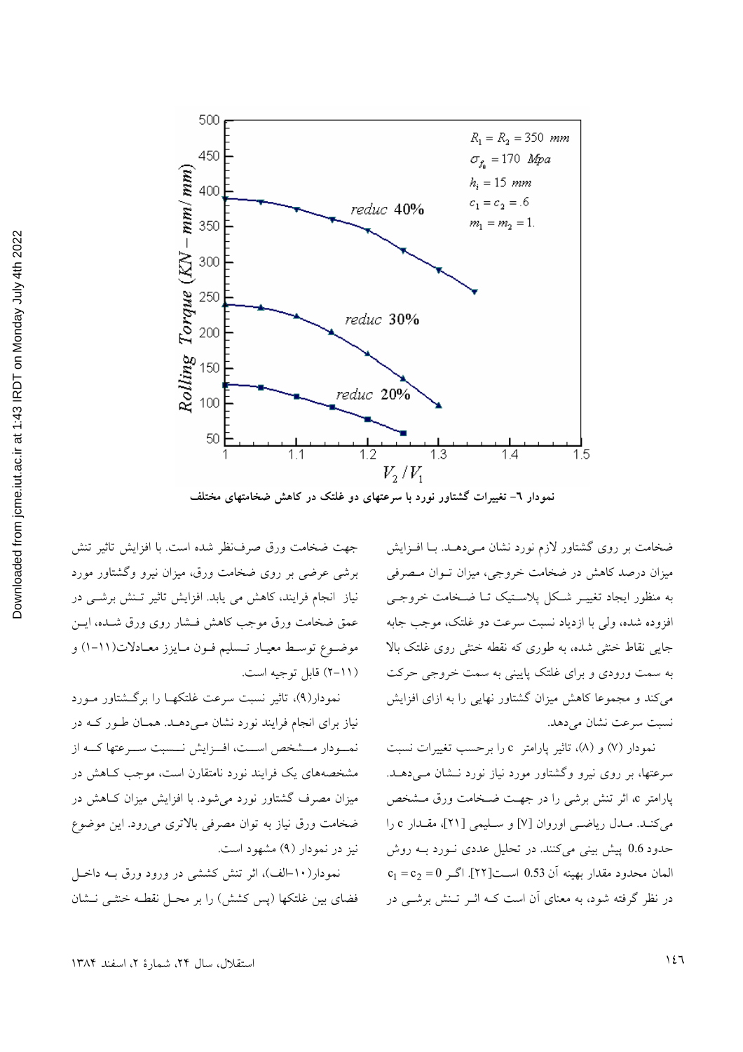نمودار ٦- تغییرات گشتاور نورد با سرعتهای دو غلتک در کاهش ضخامتهای مختلف

ضخامت بر روی گشتاور لازم نورد نشان می‌دهد. با افزایش میزان درصد کاهش در ضخامت خروجی، میزان توان مصرفی به منظور ایجاد تغییر شکل پلاستیک تا ضخامت خروجی افزوده شده، ولی با ازدیاد نسبت سرعت دو غلتک، موجب جابه جایی نقاط خنثی شده، به طوری که نقطه خنثی روی غلتک بالا به سمت ورودی و برای غلتک پایینی به سمت خروجی حرکت می‌کند و مجموعا کاهش میزان گشتاور نهایی را به ازای افزایش نسبت سرعت نشان می‌دهد.

نمودار (٧) و (٨)، تاثیر پارامتر c را برحسب تغییرات نسبت سرعتها، بر روی نیرو وگشتاور مورد نیاز نورد نشان می‌دهد. پارامتر c، اثر تنش برشی را در جهت ضخامت ورق مشخص می‌کند. مدل ریاضی اوروان [٧] و سلیمی [٢١]، مقدار c را حدود 0.6 پیش بینی می‌کنند. در تحلیل عددی نورد به روش المان محدود مقدار بهینه آن 0.53 است[٢٢]. اگر $c_1 = c_2 = 0$ در نظر گرفته شود، به معنای آن است که اثر تنش برشی در جهت ضخامت ورق صرف‌نظر شده است. با افزایش تاثیر تنش برشی عرضی بر روی ضخامت ورق، میزان نیرو وگشتاور مورد نیاز انجام فرایند، کاهش می یابد. افزایش تاثیر تنش برشی در عمق ضخامت ورق موجب کاهش فشار روی ورق شده، این موضوع توسط معیار تسلیم فون مایزز معادلات(١١-١) و (١١-٢) قابل توجیه است.

نمودار(٩)، تاثیر نسبت سرعت غلتکها را برگشتاور مورد نیاز برای انجام فرایند نورد نشان می‌دهد. همان طور که در نمودار مشخص است، افزایش نسبت سرعتها که از مشخصه‌های یک فرایند نورد نامتقارن است، موجب کاهش در میزان مصرف گشتاور نورد می‌شود. با افزایش میزان کاهش در ضخامت ورق نیاز به توان مصرفی بالاتری می‌رود. این موضوع نیز در نمودار (٩) مشهود است.

نمودار(١٠-الف)، اثر تنش کششی در ورود ورق به داخل فضای بین غلتکها (پس کشش) را بر محل نقطه خنثی نشان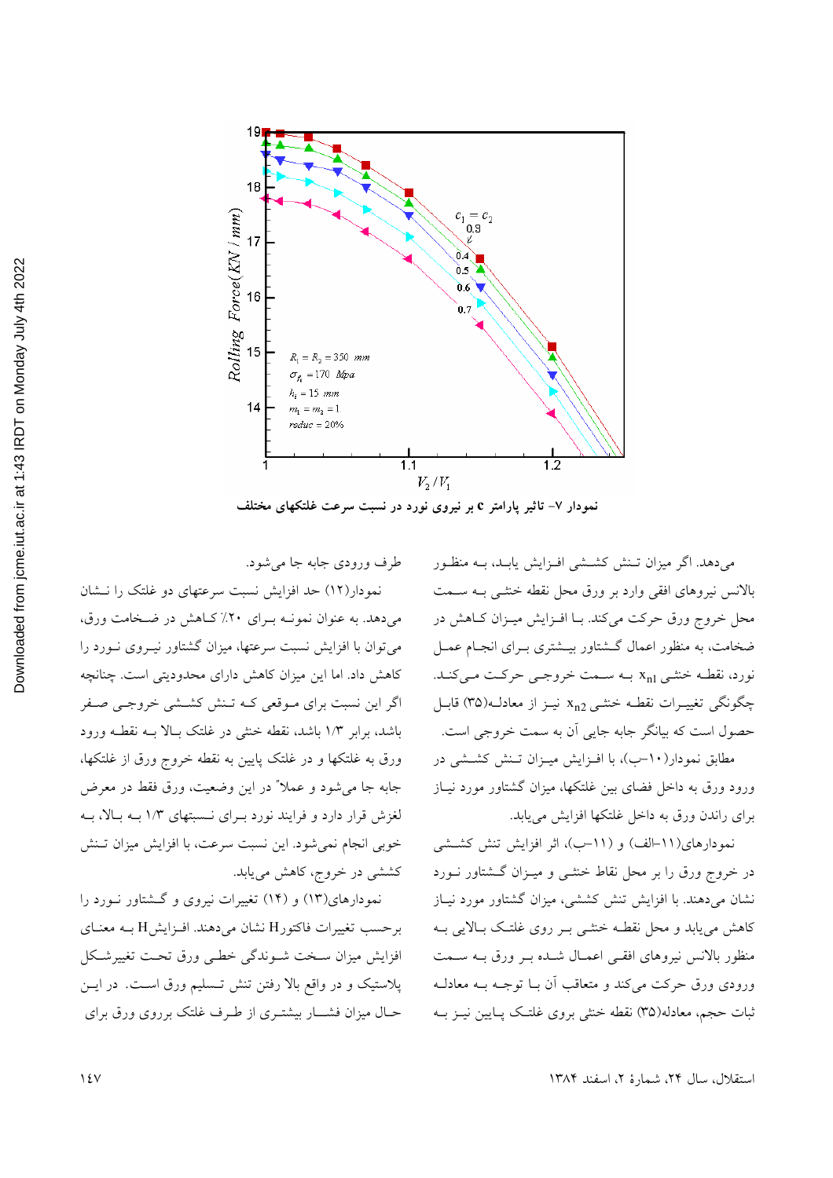نمودار ۷- تاثیر پارامتر c بر نیروی نورد در نسبت سرعت غلتکهای مختلف

می‌دهد. اگر میزان تنش کششی افزایش یابد، به منظور بالانس نیروهای افقی وارد بر ورق محل نقطه خنثی به سمت محل خروج ورق حرکت می‌کند. با افزایش میزان کاهش در ضخامت، به منظور اعمال گشتاور بیشتری برای انجام عمل نورد، نقطه خنثی $x_{n1}$ به سمت خروجی حرکت می‌کند. چگونگی تغییرات نقطه خنثی $x_{n2}$ نیز از معادله(۳۵) قابل حصول است که بیانگر جابه جایی آن به سمت خروجی است.

مطابق نمودار(۱۰-ب)، با افزایش میزان تنش کششی در ورود ورق به داخل فضای بین غلتکها، میزان گشتاور مورد نیاز برای راندن ورق به داخل غلتکها افزایش می‌یابد.

نمودارهای(۱۱-الف) و (۱۱-ب)، اثر افزایش تنش کششی در خروج ورق را بر محل نقاط خنثی و میزان گشتاور نورد نشان می‌دهند. با افزایش تنش کششی، میزان گشتاور مورد نیاز کاهش می‌یابد و محل نقطه خنثی بر روی غلتک بالایی به منظور بالانس نیروهای افقی اعمال شده بر ورق به سمت ورودی ورق حرکت می‌کند و متعاقب آن با توجه به معادله ثبات حجم، معادله(۳۵) نقطه خنثی بروی غلتک پایین نیز به طرف ورودی جابه جا می‌شود.

نمودار(۱۲) حد افزایش نسبت سرعتهای دو غلتک را نشان می‌دهد. به عنوان نمونه برای ۲۰٪ کاهش در ضخامت ورق، می‌توان با افزایش نسبت سرعتها، میزان گشتاور نیروی نورد را کاهش داد. اما این میزان کاهش دارای محدودیتی است. چنانچه اگر این نسبت برای موقعی که تنش کششی خروجی صفر باشد، برابر ۱/۳ باشد، نقطه خنثی در غلتک بالا به نقطه ورود ورق به غلتکها و در غلتک پایین به نقطه خروج ورق از غلتکها، جابه جا می‌شود و عملا" در این وضعیت، ورق فقط در معرض لغزش قرار دارد و فرایند نورد برای نسبتهای ۱/۳ به بالا، به خوبی انجام نمی‌شود. این نسبت سرعت، با افزایش میزان تنش کششی در خروج، کاهش می‌یابد.

نمودارهای(۱۳) و (۱۴) تغییرات نیروی و گشتاور نورد را برحسب تغییرات فاکتورH نشان می‌دهند. افزایشH به معنای افزایش میزان سخت شوندگی خطی ورق تحت تغییرشکل پلاستیک و در واقع بالا رفتن تنش تسلیم ورق است. در این حال میزان فشار بیشتری از طرف غلتک برروی ورق برای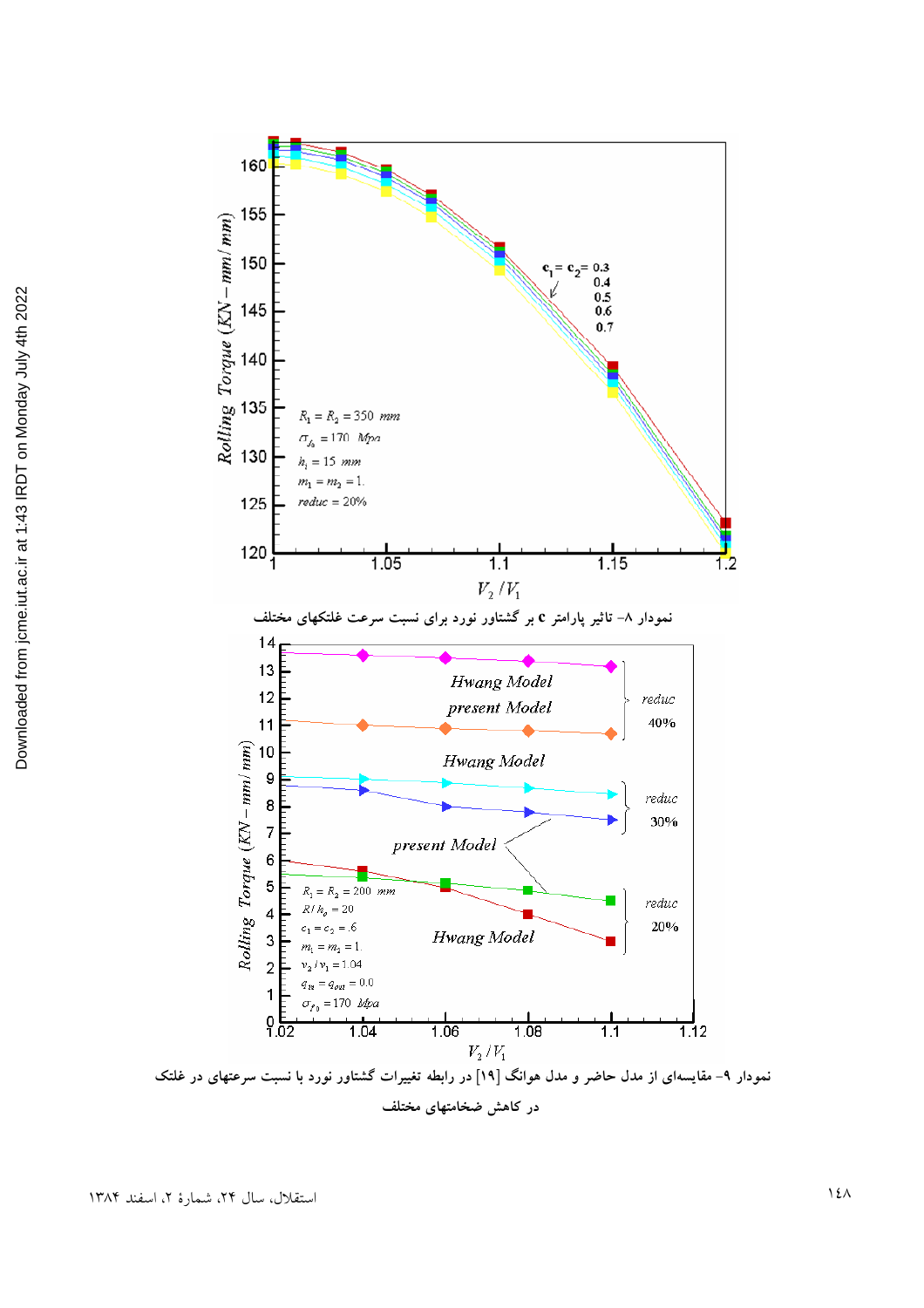نمودار ۸- تاثیر پارامتر c بر گشتاور نورد برای نسبت سرعت غلتکهای مختلف

نمودار ۹- مقایسه‌ای از مدل حاضر و مدل هوانگ [۱۹] در رابطه تغییرات گشتاور نورد با نسبت سرعتهای در غلتک در کاهش ضخامتهای مختلف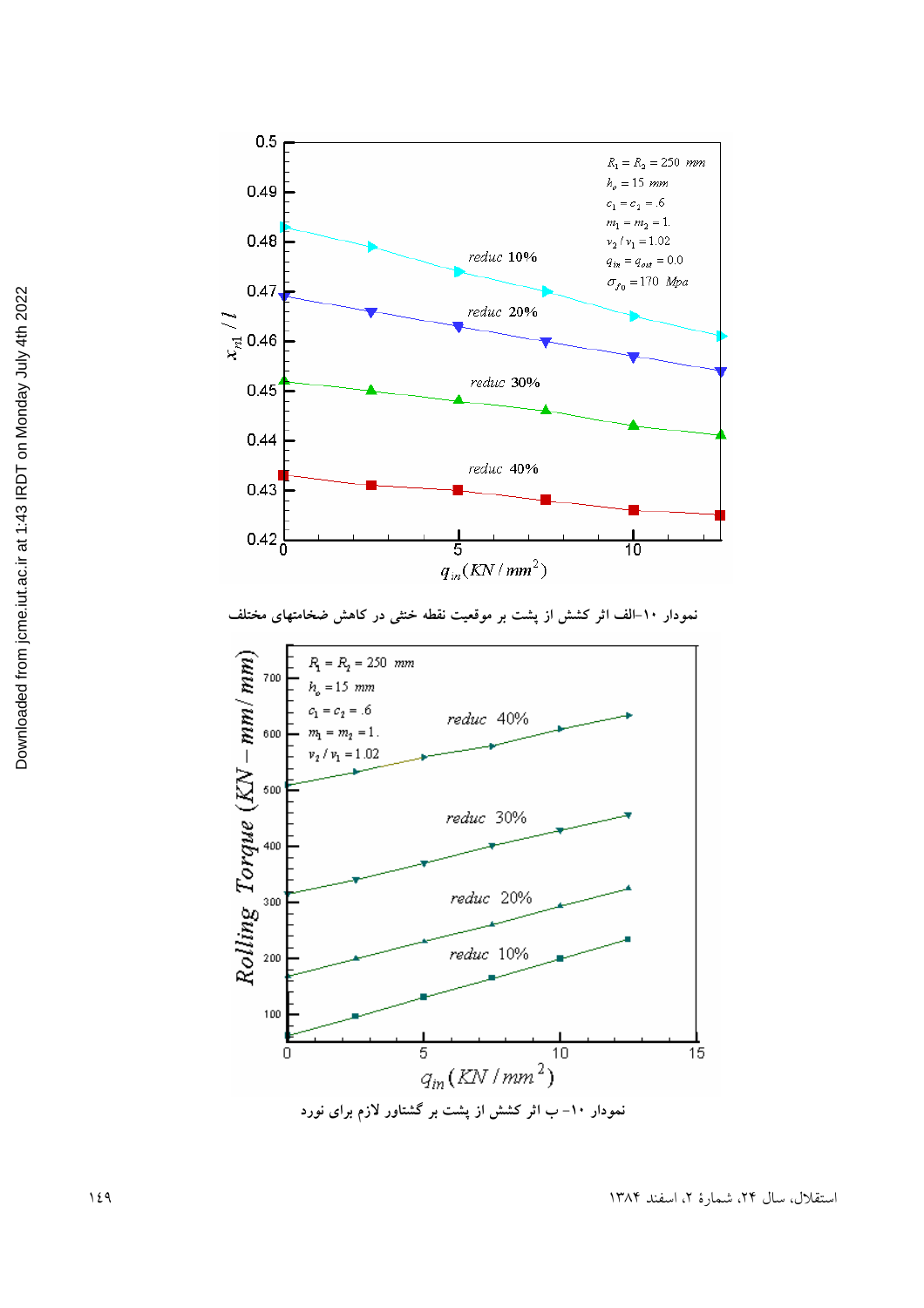نمودار ۱۰-الف اثر کشش از پشت بر موقعیت نقطه خنثی در کاهش ضخامتهای مختلف

نمودار ۱۰- ب اثر کشش از پشت بر گشتاور لازم برای نورد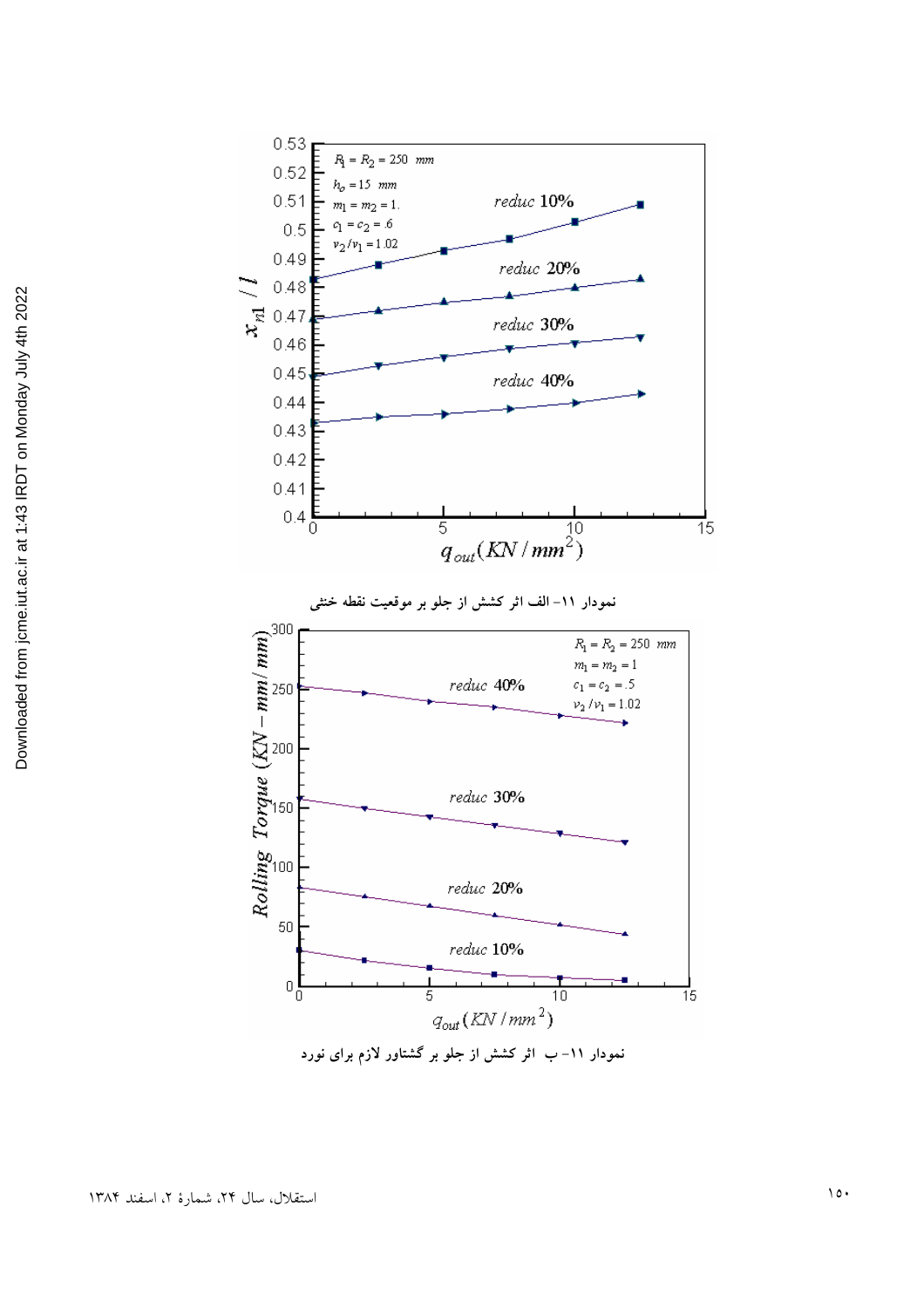نمودار ۱۱- الف اثر کشش از جلو بر موقعیت نقطه خنثی

نمودار ۱۱- ب اثر کشش از جلو بر گشتاور لازم برای نورد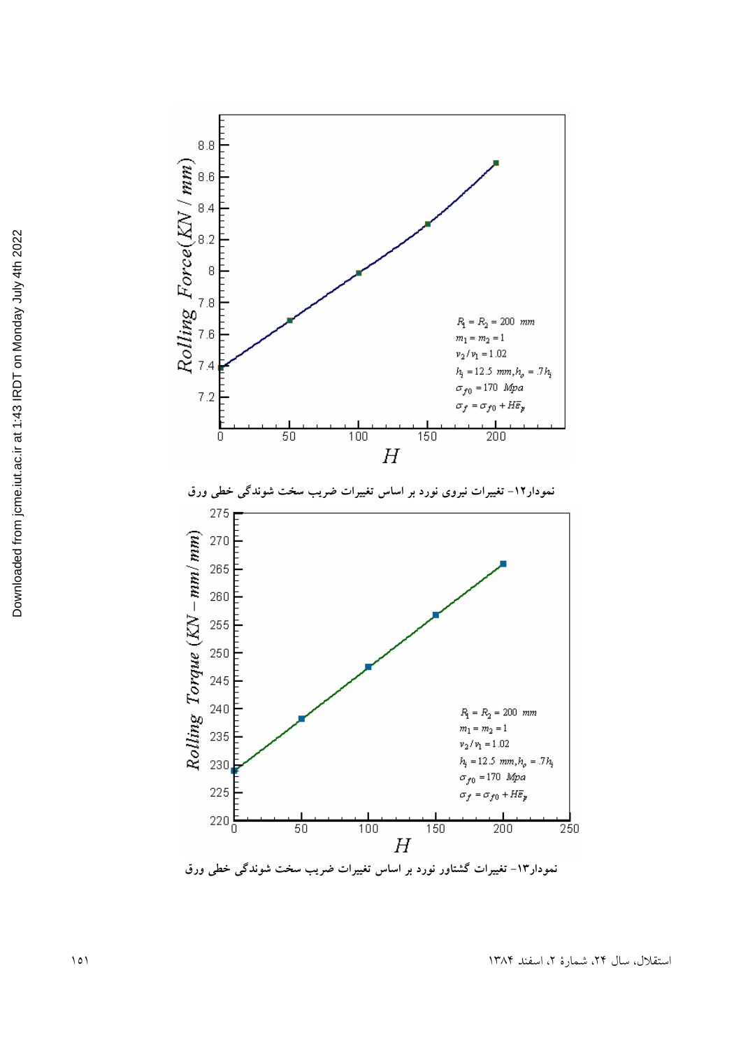نمودار۱۲- تغییرات نیروی نورد بر اساس تغییرات ضریب سخت شوندگی خطی ورق

نمودار۱۳- تغییرات گشتاور نورد بر اساس تغییرات ضریب سخت شوندگی خطی ورق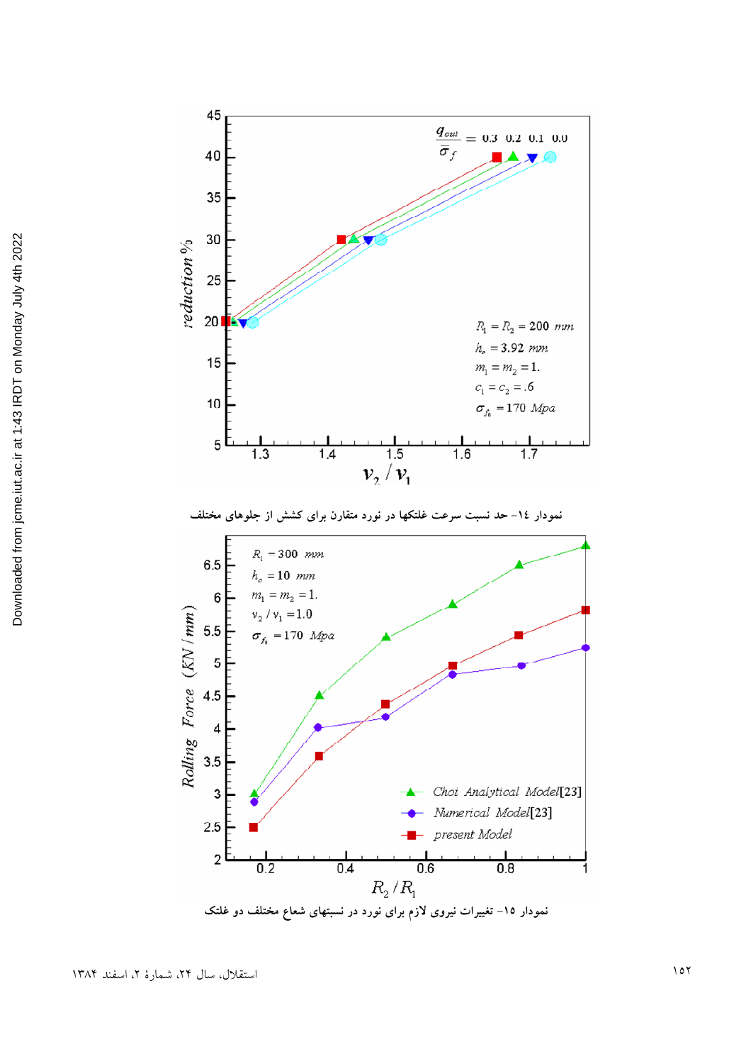نمودار ١٤- حد نسبت سرعت غلتکها در نورد متقارن برای کشش از جلوهای مختلف

نمودار ١٥- تغییرات نیروی لازم برای نورد در نسبتهای شعاع مختلف دو غلتک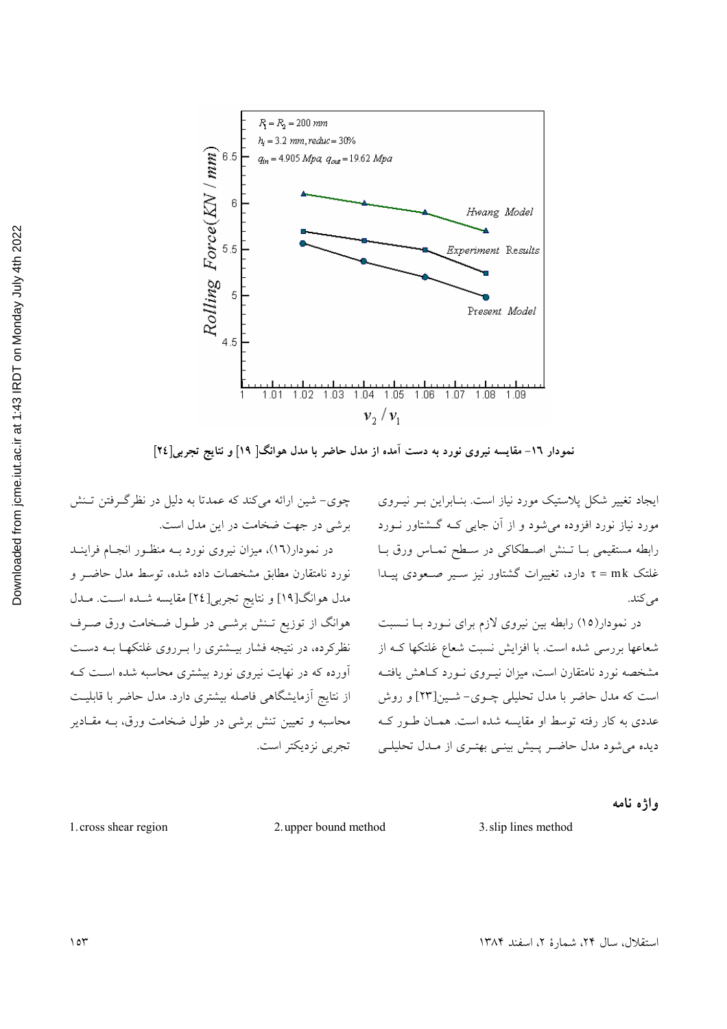نمودار ١٦- مقایسه نیروی نورد به دست آمده از مدل حاضر با مدل هوانگ[ ١٩] و نتایج تجربی[٢٤]

ایجاد تغییر شکل پلاستیک مورد نیاز است. بنابراین بر نیروی مورد نیاز نورد افزوده می‌شود و از آن جایی که گشتاور نورد رابطه مستقیمی با تنش اصطکاکی در سطح تماس ورق با غلتک $\tau = mk$ دارد، تغییرات گشتاور نیز سیر صعودی پیدا می‌کند.

در نمودار(١٥) رابطه بین نیروی لازم برای نورد با نسبت شعاعها بررسی شده است. با افزایش نسبت شعاع غلتکها که از مشخصه نورد نامتقارن است، میزان نیروی نورد کاهش یافته است که مدل حاضر با مدل تحلیلی چوی- شین[٢٣] و روش عددی به کار رفته توسط او مقایسه شده است. همان طور که دیده می‌شود مدل حاضر پیش بینی بهتری از مدل تحلیلی چوی- شین ارائه می‌کند که عمدتا به دلیل در نظرگرفتن تنش برشی در جهت ضخامت در این مدل است.

در نمودار(١٦)، میزان نیروی نورد به منظور انجام فرایند نورد نامتقارن مطابق مشخصات داده شده، توسط مدل حاضر و مدل هوانگ[١٩] و نتایج تجربی[٢٤] مقایسه شده است. مدل هوانگ از توزیع تنش برشی در طول ضخامت ورق صرف نظرکرده، در نتیجه فشار بیشتری را برروی غلتکها به دست آورده که در نهایت نیروی نورد بیشتری محاسبه شده است که از نتایج آزمایشگاهی فاصله بیشتری دارد. مدل حاضر با قابلیت محاسبه و تعیین تنش برشی در طول ضخامت ورق، به مقادیر تجربی نزدیکتر است.

## واژه نامه

1. cross shear region
2. upper bound method
3. slip lines method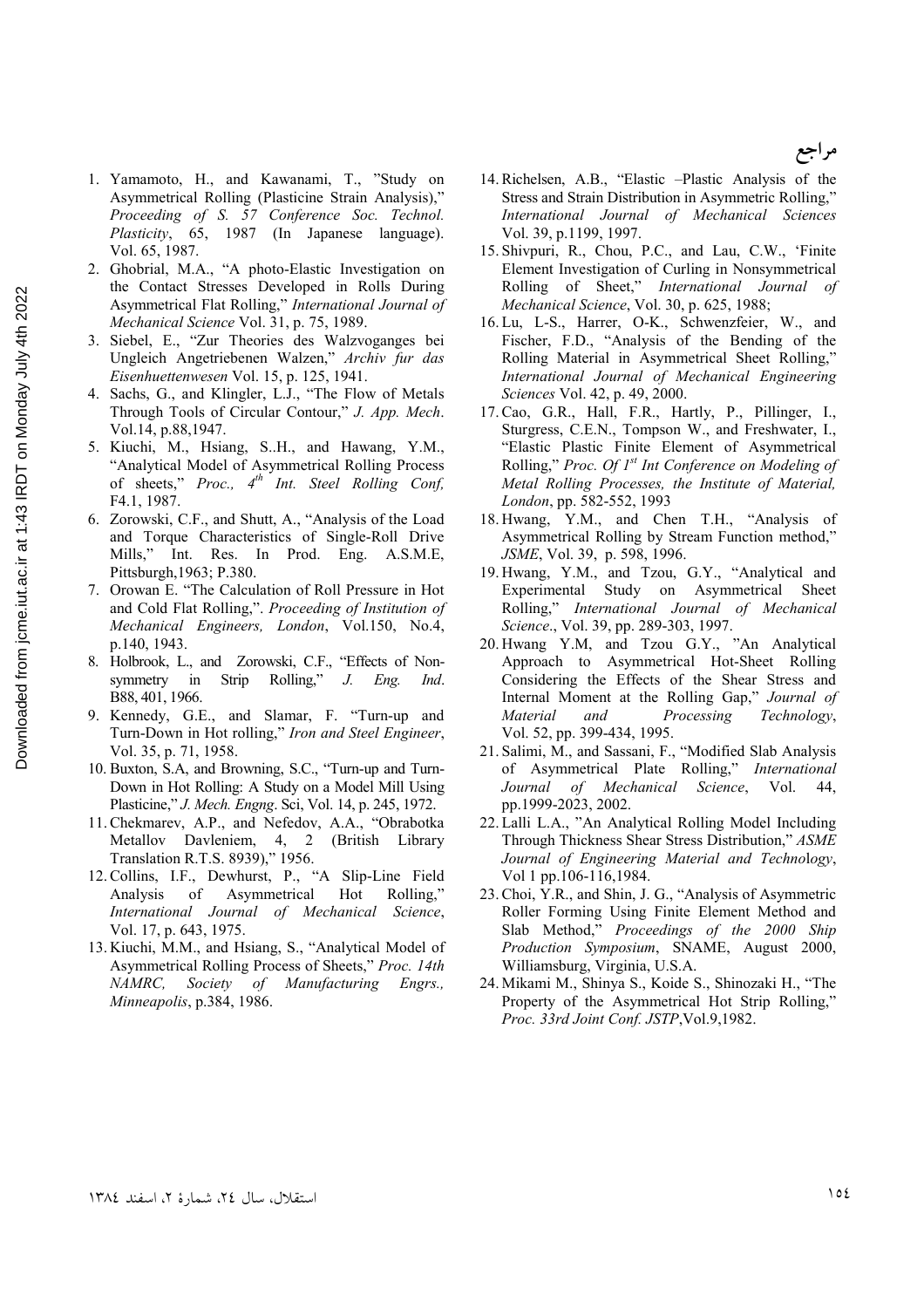# مراجع

1. Yamamoto, H., and Kawanami, T., "Study on Asymmetrical Rolling (Plasticine Strain Analysis)," *Proceeding of S. 57 Conference Soc. Technol. Plasticity*, 65, 1987 (In Japanese language). Vol. 65, 1987.
2. Ghobrial, M.A., "A photo-Elastic Investigation on the Contact Stresses Developed in Rolls During Asymmetrical Flat Rolling," *International Journal of Mechanical Science* Vol. 31, p. 75, 1989.
3. Siebel, E., "Zur Theories des Walzvoganges bei Ungleich Angetriebenen Walzen," *Archiv fur das Eisenhuettenwesen* Vol. 15, p. 125, 1941.
4. Sachs, G., and Klingler, L.J., "The Flow of Metals Through Tools of Circular Contour," *J. App. Mech*. Vol.14, p.88,1947.
5. Kiuchi, M., Hsiang, S..H., and Hawang, Y.M., "Analytical Model of Asymmetrical Rolling Process of sheets," *Proc., 4th Int. Steel Rolling Conf,* F4.1, 1987.
6. Zorowski, C.F., and Shutt, A., "Analysis of the Load and Torque Characteristics of Single-Roll Drive Mills," Int. Res. In Prod. Eng. A.S.M.E, Pittsburgh,1963; P.380.
7. Orowan E. "The Calculation of Roll Pressure in Hot and Cold Flat Rolling,". *Proceeding of Institution of Mechanical Engineers, London*, Vol.150, No.4, p.140, 1943.
8. Holbrook, L., and Zorowski, C.F., "Effects of Non-symmetry in Strip Rolling," *J. Eng. Ind*. B88, 401, 1966.
9. Kennedy, G.E., and Slamar, F. "Turn-up and Turn-Down in Hot rolling," *Iron and Steel Engineer*, Vol. 35, p. 71, 1958.
10. Buxton, S.A, and Browning, S.C., "Turn-up and Turn-Down in Hot Rolling: A Study on a Model Mill Using Plasticine," *J. Mech. Engng*. Sci, Vol. 14, p. 245, 1972.
11. Chekmarev, A.P., and Nefedov, A.A., "Obrabotka Metallov Davleniem, 4, 2 (British Library Translation R.T.S. 8939)," 1956.
12. Collins, I.F., Dewhurst, P., "A Slip-Line Field Analysis of Asymmetrical Hot Rolling," *International Journal of Mechanical Science*, Vol. 17, p. 643, 1975.
13. Kiuchi, M.M., and Hsiang, S., "Analytical Model of Asymmetrical Rolling Process of Sheets," *Proc. 14th NAMRC, Society of Manufacturing Engrs., Minneapolis*, p.384, 1986.
14. Richelsen, A.B., "Elastic –Plastic Analysis of the Stress and Strain Distribution in Asymmetric Rolling," *International Journal of Mechanical Sciences* Vol. 39, p.1199, 1997.
15. Shivpuri, R., Chou, P.C., and Lau, C.W., 'Finite Element Investigation of Curling in Nonsymmetrical Rolling of Sheet," *International Journal of Mechanical Science*, Vol. 30, p. 625, 1988;
16. Lu, L-S., Harrer, O-K., Schwenzfeier, W., and Fischer, F.D., "Analysis of the Bending of the Rolling Material in Asymmetrical Sheet Rolling," *International Journal of Mechanical Engineering Sciences* Vol. 42, p. 49, 2000.
17. Cao, G.R., Hall, F.R., Hartly, P., Pillinger, I., Sturgress, C.E.N., Tompson W., and Freshwater, I., "Elastic Plastic Finite Element of Asymmetrical Rolling," *Proc. Of 1st Int Conference on Modeling of Metal Rolling Processes, the Institute of Material, London*, pp. 582-552, 1993
18. Hwang, Y.M., and Chen T.H., "Analysis of Asymmetrical Rolling by Stream Function method," *JSME*, Vol. 39, p. 598, 1996.
19. Hwang, Y.M., and Tzou, G.Y., "Analytical and Experimental Study on Asymmetrical Sheet Rolling," *International Journal of Mechanical Science*., Vol. 39, pp. 289-303, 1997.
20. Hwang Y.M, and Tzou G.Y., "An Analytical Approach to Asymmetrical Hot-Sheet Rolling Considering the Effects of the Shear Stress and Internal Moment at the Rolling Gap," *Journal of Material and Processing Technology*, Vol. 52, pp. 399-434, 1995.
21. Salimi, M., and Sassani, F., "Modified Slab Analysis of Asymmetrical Plate Rolling," *International Journal of Mechanical Science*, Vol. 44, pp.1999-2023, 2002.
22. Lalli L.A., "An Analytical Rolling Model Including Through Thickness Shear Stress Distribution," *ASME Journal of Engineering Material and Technology*, Vol 1 pp.106-116,1984.
23. Choi, Y.R., and Shin, J. G., "Analysis of Asymmetric Roller Forming Using Finite Element Method and Slab Method," *Proceedings of the 2000 Ship Production Symposium*, SNAME, August 2000, Williamsburg, Virginia, U.S.A.
24. Mikami M., Shinya S., Koide S., Shinozaki H., "The Property of the Asymmetrical Hot Strip Rolling," *Proc. 33rd Joint Conf. JSTP*,Vol.9,1982.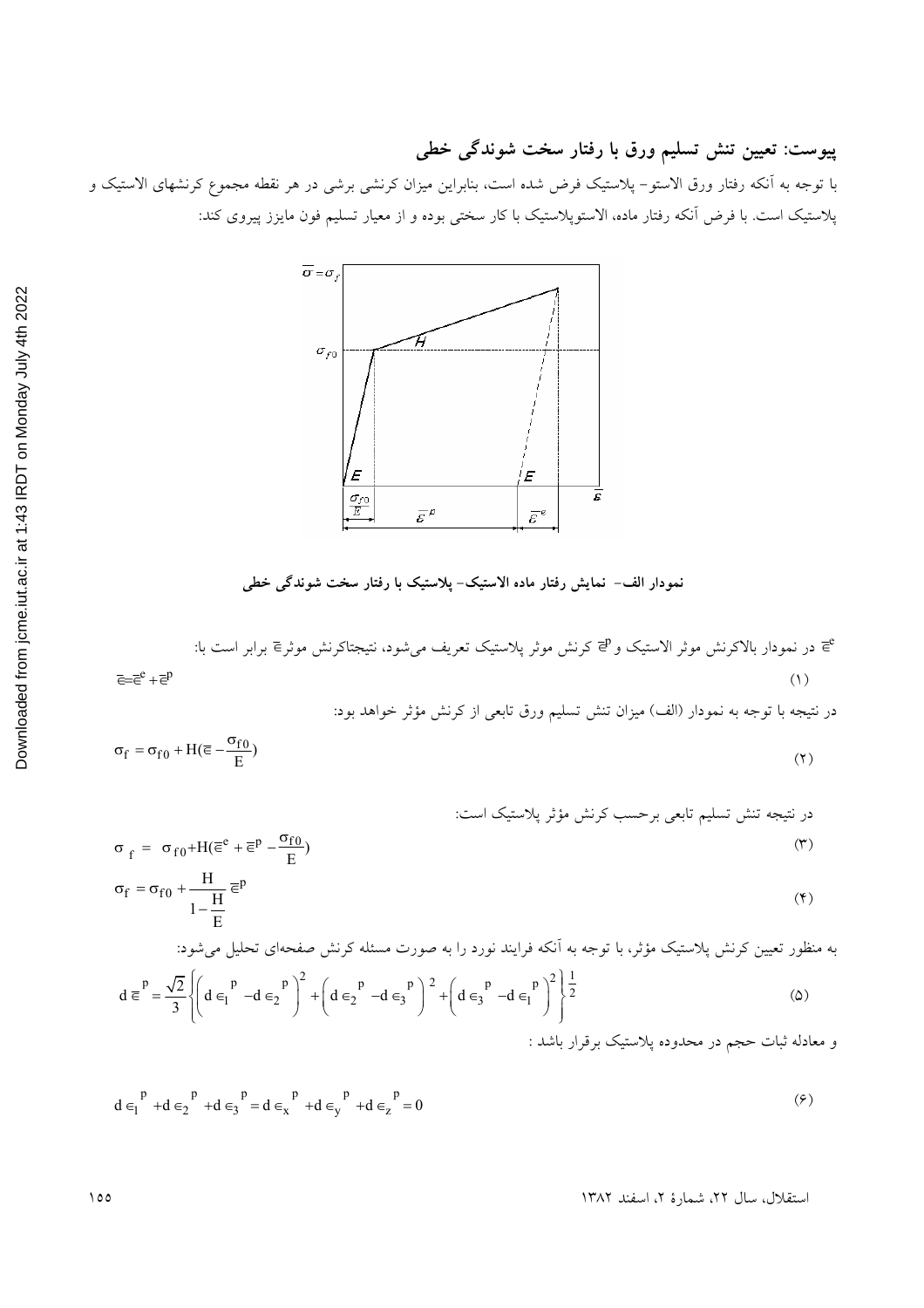## پیوست: تعیین تنش تسلیم ورق با رفتار سخت شوندگی خطی

با توجه به آنکه رفتار ورق الاستو- پلاستیک فرض شده است، بنابراین میزان کرنشی برشی در هر نقطه مجموع کرنشهای الاستیک و پلاستیک است. با فرض آنکه رفتار ماده، الاستوپلاستیک با کار سختی بوده و از معیار تسلیم فون مایزز پیروی کند:

**نمودار الف- نمایش رفتار ماده الاستیک- پلاستیک با رفتار سخت شوندگی خطی**

$\bar{\epsilon}^e$ در نمودار بالاکرنش موثر الاستیک و $\bar{\epsilon}^p$ کرنش موثر پلاستیک تعریف می‌شود، نتیجتاکرنش موثر$\bar{\epsilon}$ برابر است با:

$$\bar{\epsilon} = \bar{\epsilon}^e + \bar{\epsilon}^p \tag{1}$$

در نتیجه با توجه به نمودار (الف) میزان تنش تسلیم ورق تابعی از کرنش مؤثر خواهد بود:

$$\sigma_f = \sigma_{f0} + H(\bar{\epsilon} - \frac{\sigma_{f0}}{E}) \tag{2}$$

در نتیجه تنش تسلیم تابعی برحسب کرنش مؤثر پلاستیک است:

$$\sigma_f = \sigma_{f0} + H(\bar{\epsilon}^e + \bar{\epsilon}^p - \frac{\sigma_{f0}}{E}) \tag{3}$$

$$\sigma_f = \sigma_{f0} + \frac{H}{1 - \frac{H}{E}} \bar{\epsilon}^p \tag{4}$$

به منظور تعیین کرنش پلاستیک مؤثر، با توجه به آنکه فرایند نورد را به صورت مسئله کرنش صفحه‌ای تحلیل می‌شود:

$$d\bar{\epsilon}^p = \frac{\sqrt{2}}{3} \left\{ \left( d\epsilon_1^p - d\epsilon_2^p \right)^2 + \left( d\epsilon_2^p - d\epsilon_3^p \right)^2 + \left( d\epsilon_3^p - d\epsilon_1^p \right)^2 \right\}^{\frac{1}{2}} \tag{5}$$

و معادله ثبات حجم در محدوده پلاستیک برقرار باشد :

$$d\epsilon_1^p + d\epsilon_2^p + d\epsilon_3^p = d\epsilon_x^p + d\epsilon_y^p + d\epsilon_z^p = 0 \tag{6}$$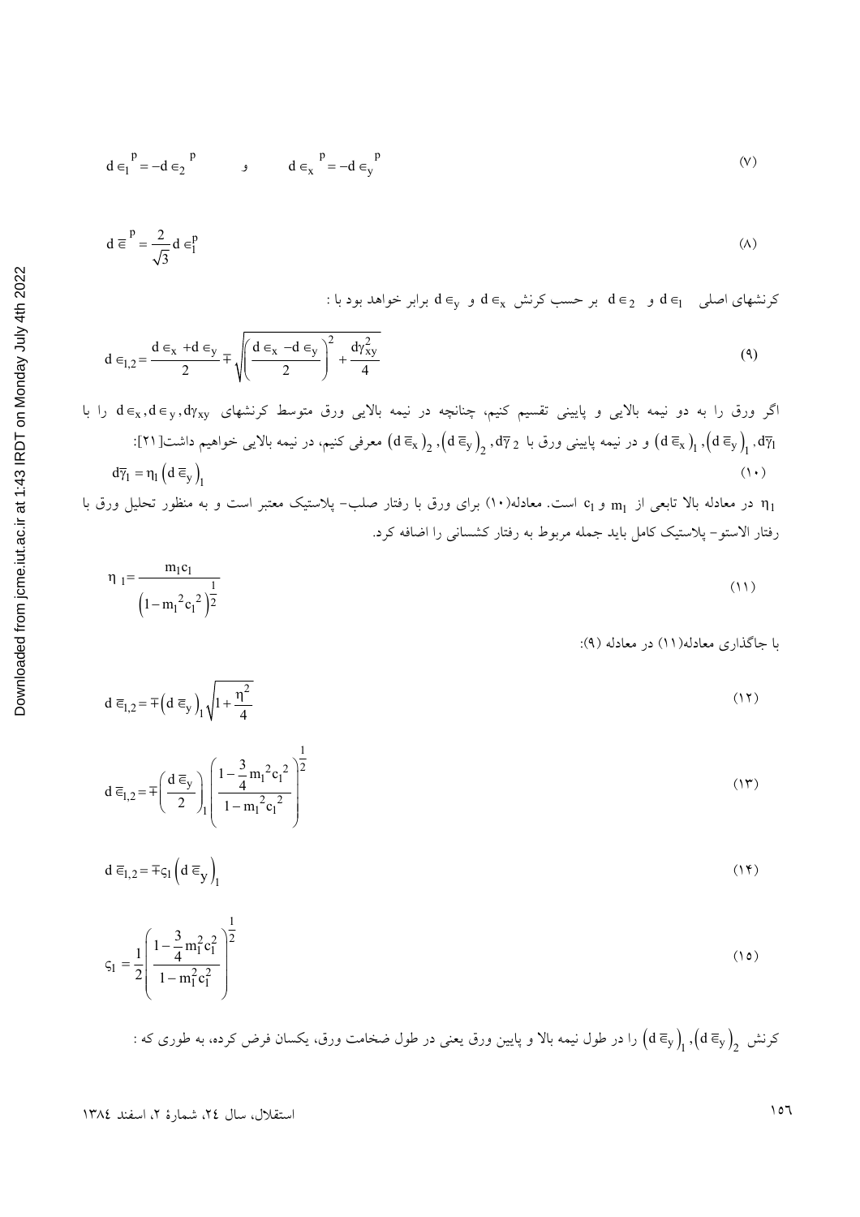$$d\in_1{}^p = -d\in_2{}^p \qquad \text{و} \qquad d\in_x{}^p = -d\in_y{}^p \tag{۷}$$

$$d\overline{\in}^p = \frac{2}{\sqrt{3}} d\in_1^p \tag{۸}$$

کرنشهای اصلی $d\in_1$ و $d\in_2$ بر حسب کرنش $d\in_x$ و $d\in_y$ برابر خواهد بود با :

$$d\in_{1,2} = \frac{d\in_x + d\in_y}{2} \mp \sqrt{\left(\frac{d\in_x - d\in_y}{2}\right)^2 + \frac{d\gamma_{xy}^2}{4}} \tag{۹}$$

اگر ورق را به دو نیمه بالایی و پایینی تقسیم کنیم، چنانچه در نیمه بالایی ورق متوسط کرنشهای $d\in_x, d\in_y, d\gamma_{xy}$ را با $(d\overline{\in}_x)_1, (d\overline{\in}_y)_1, d\overline{\gamma}_1$ و در نیمه پایینی ورق با $(d\overline{\in}_x)_2, (d\overline{\in}_y)_2, d\overline{\gamma}_2$ معرفی کنیم، در نیمه بالایی خواهیم داشت[۲۱]:

$$d\overline{\gamma}_1 = \eta_1 \left(d\overline{\in}_y\right)_1 \tag{۱۰}$$

$\eta_1$ در معادله بالا تابعی از $m_1$ و $c_1$ است. معادله(۱۰) برای ورق با رفتار صلب- پلاستیک معتبر است و به منظور تحلیل ورق با رفتار الاستو- پلاستیک کامل باید جمله مربوط به رفتار کشسانی را اضافه کرد.

$$\eta_1 = \frac{m_1 c_1}{\left(1 - m_1{}^2 c_1{}^2\right)^{\frac{1}{2}}} \tag{۱۱}$$

با جاگذاری معادله(۱۱) در معادله (۹):

$$d\overline{\in}_{1,2} = \mp \left(d\overline{\in}_y\right)_1 \sqrt{1 + \frac{\eta^2}{4}} \tag{۱۲}$$

$$d\overline{\in}_{1,2} = \mp \left(\frac{d\overline{\in}_y}{2}\right)_1 \left(\frac{1 - \frac{3}{4} m_1{}^2 c_1{}^2}{1 - m_1{}^2 c_1{}^2}\right)^{\frac{1}{2}} \tag{۱۳}$$

$$d\overline{\in}_{1,2} = \mp \varsigma_1 \left(d\overline{\in}_y\right)_1 \tag{۱۴}$$

$$\varsigma_1 = \frac{1}{2} \left(\frac{1 - \frac{3}{4} m_1^2 c_1^2}{1 - m_1^2 c_1^2}\right)^{\frac{1}{2}} \tag{۱۵}$$

کرنش $(d\overline{\in}_y)_1, (d\overline{\in}_y)_2$ را در طول نیمه بالا و پایین ورق یعنی در طول ضخامت ورق، یکسان فرض کرده، به طوری که :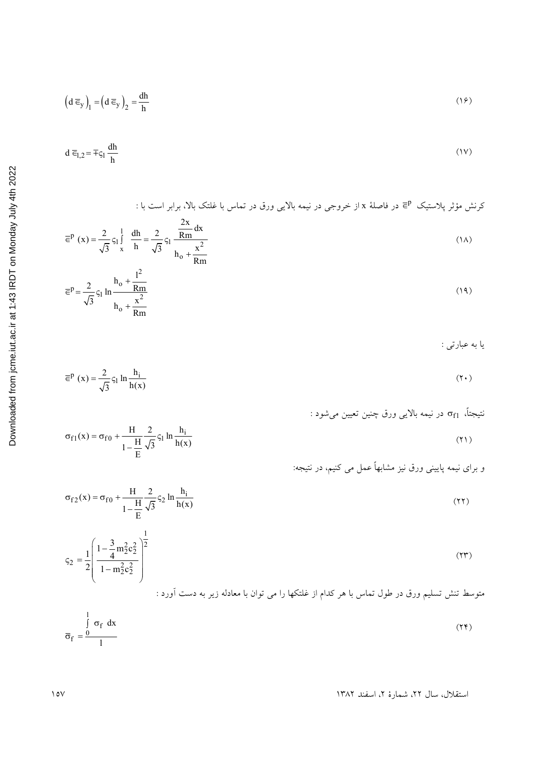$$\left(d\overline{\in}_y\right)_1 = \left(d\overline{\in}_y\right)_2 = \frac{dh}{h} \tag{۱۶}$$

$$d\,\overline{\in}_{1,2} = \mp \varsigma_1 \frac{dh}{h} \tag{۱۷}$$

کرنش مؤثر پلاستیک $\overline{\in}^p$ در فاصلهٔ x از خروجی در نیمه بالایی ورق در تماس با غلتک بالا، برابر است با :

$$\overline{\in}^p(x) = \frac{2}{\sqrt{3}}\varsigma_1 \int_x^l \frac{dh}{h} = \frac{2}{\sqrt{3}}\varsigma_1 \frac{\frac{2x}{Rm}dx}{h_o + \frac{x^2}{Rm}} \tag{۱۸}$$

$$\overline{\in}^p = \frac{2}{\sqrt{3}}\varsigma_1 \ln \frac{h_o + \frac{l^2}{Rm}}{h_o + \frac{x^2}{Rm}} \tag{۱۹}$$

یا به عبارتی :

$$\overline{\in}^p(x) = \frac{2}{\sqrt{3}}\varsigma_1 \ln \frac{h_i}{h(x)} \tag{۲۰}$$

نتیجتاً، $\sigma_{f1}$ در نیمه بالایی ورق چنین تعیین می‌شود :

$$\sigma_{f1}(x) = \sigma_{f0} + \frac{H}{1-\frac{H}{E}}\frac{2}{\sqrt{3}}\varsigma_1 \ln \frac{h_i}{h(x)} \tag{۲۱}$$

و برای نیمه پایینی ورق نیز مشابهاً عمل می کنیم، در نتیجه:

$$\sigma_{f2}(x) = \sigma_{f0} + \frac{H}{1-\frac{H}{E}}\frac{2}{\sqrt{3}}\varsigma_2 \ln \frac{h_i}{h(x)} \tag{۲۲}$$

$$\varsigma_2 = \frac{1}{2}\left(\frac{1-\frac{3}{4}m_2^2c_2^2}{1-m_2^2c_2^2}\right)^{\frac{1}{2}} \tag{۲۳}$$

متوسط تنش تسلیم ورق در طول تماس با هر کدام از غلتکها را می توان با معادله زیر به دست آورد :

$$\overline{\sigma}_f = \frac{\int_0^l \sigma_f \, dx}{l} \tag{۲۴}$$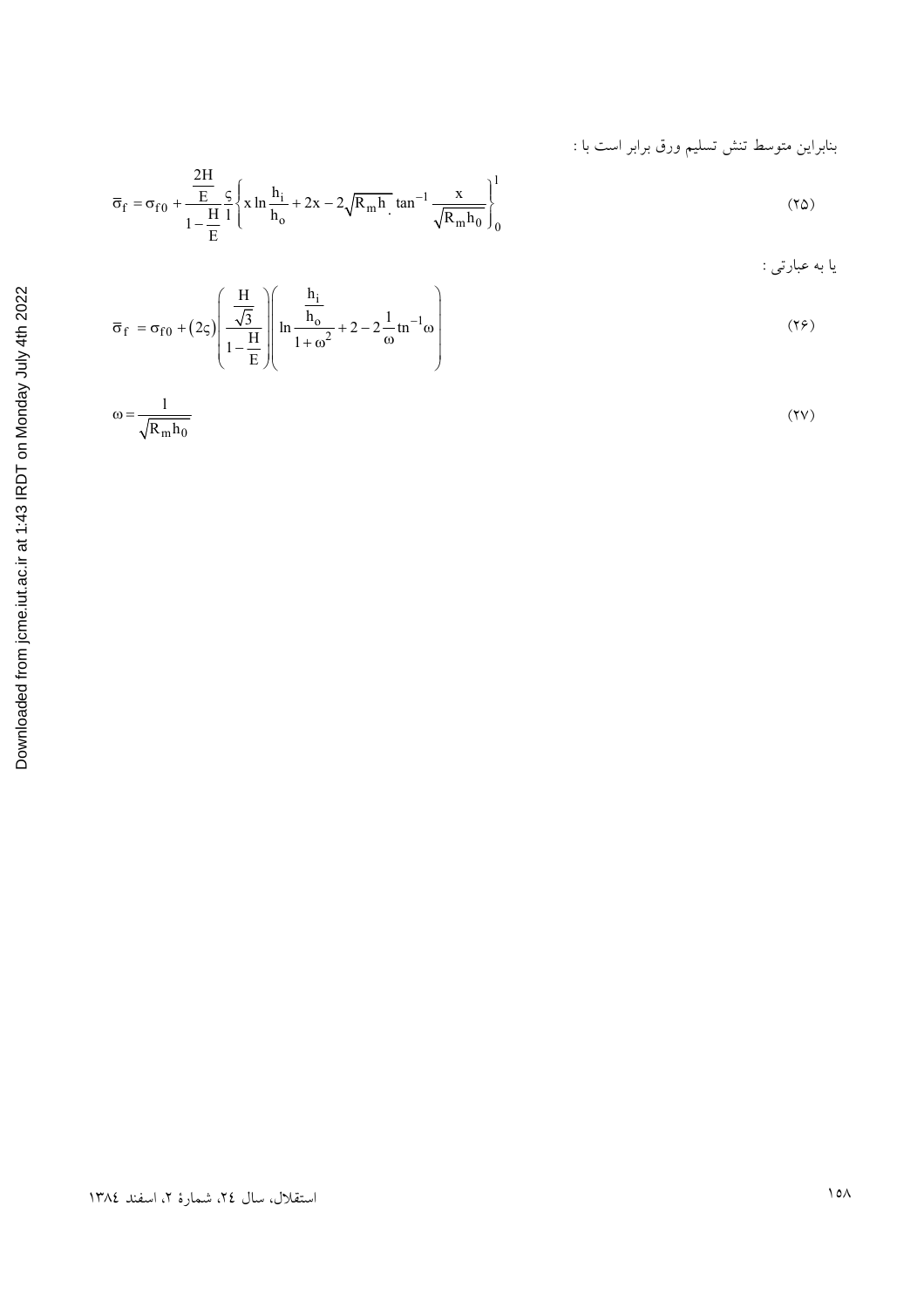بنابراین متوسط تنش تسلیم ورق برابر است با :

$$\bar{\sigma}_f = \sigma_{f0} + \frac{\frac{2H}{E}}{1-\frac{H}{E}} \frac{\varsigma}{l} \left\{ x \ln \frac{h_i}{h_o} + 2x - 2\sqrt{R_m h}.\tan^{-1} \frac{x}{\sqrt{R_m h_0}} \right\}_0^l \tag{۲۵}$$

یا به عبارتی :

$$\bar{\sigma}_f = \sigma_{f0} + (2\varsigma)\left( \frac{\frac{H}{\sqrt{3}}}{1-\frac{H}{E}} \right)\left( \ln \frac{\frac{h_i}{h_o}}{1+\omega^2} + 2 - 2\frac{1}{\omega}\text{tn}^{-1}\omega \right) \tag{۲۶}$$

$$\omega = \frac{l}{\sqrt{R_m h_0}} \tag{۲۷}$$